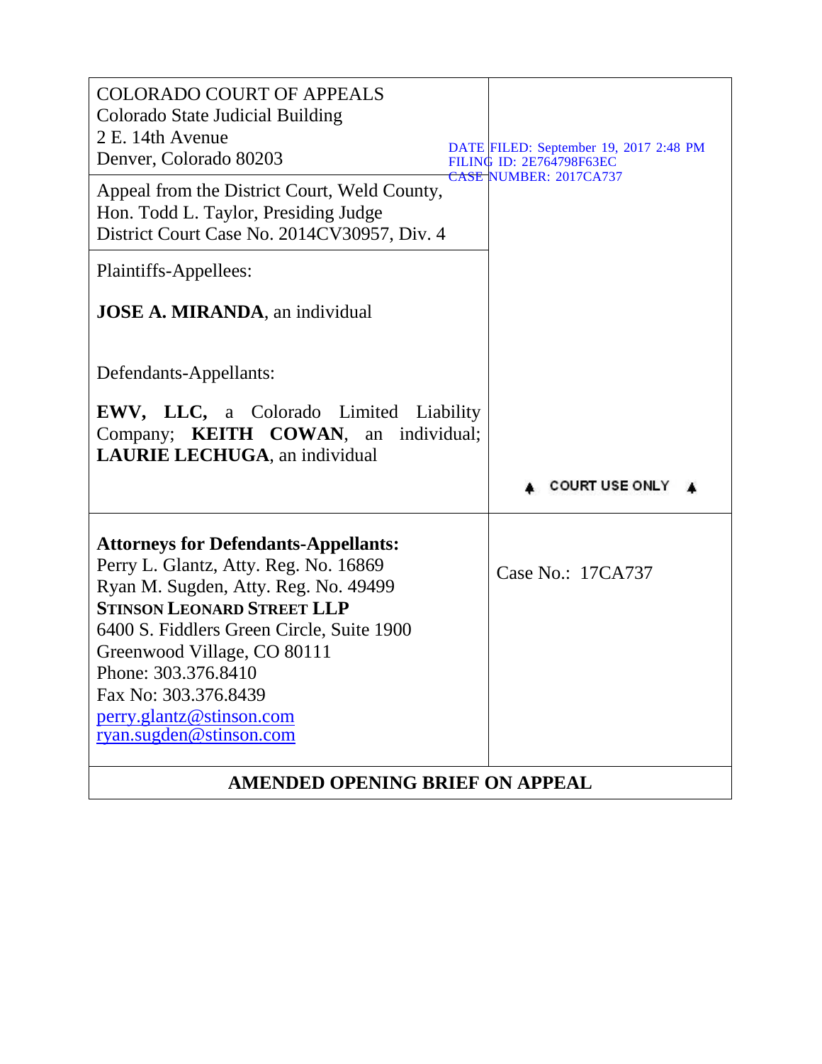COLORADO COURT OF APPEALS
Colorado State Judicial Building
2 E. 14th Avenue
Denver, Colorado 80203

DATE FILED: September 19, 2017 2:48 PM
FILING ID: 2E764798F63EC
CASE NUMBER: 2017CA737

Appeal from the District Court, Weld County,
Hon. Todd L. Taylor, Presiding Judge
District Court Case No. 2014CV30957, Div. 4

Plaintiffs-Appellees:

**JOSE A. MIRANDA**, an individual

Defendants-Appellants:

**EWV, LLC,** a Colorado Limited Liability Company; **KEITH COWAN**, an individual; **LAURIE LECHUGA**, an individual

▲ COURT USE ONLY ▲

**Attorneys for Defendants-Appellants:**
Perry L. Glantz, Atty. Reg. No. 16869
Ryan M. Sugden, Atty. Reg. No. 49499
**STINSON LEONARD STREET LLP**
6400 S. Fiddlers Green Circle, Suite 1900
Greenwood Village, CO 80111
Phone: 303.376.8410
Fax No: 303.376.8439
perry.glantz@stinson.com
ryan.sugden@stinson.com

Case No.: 17CA737

**AMENDED OPENING BRIEF ON APPEAL**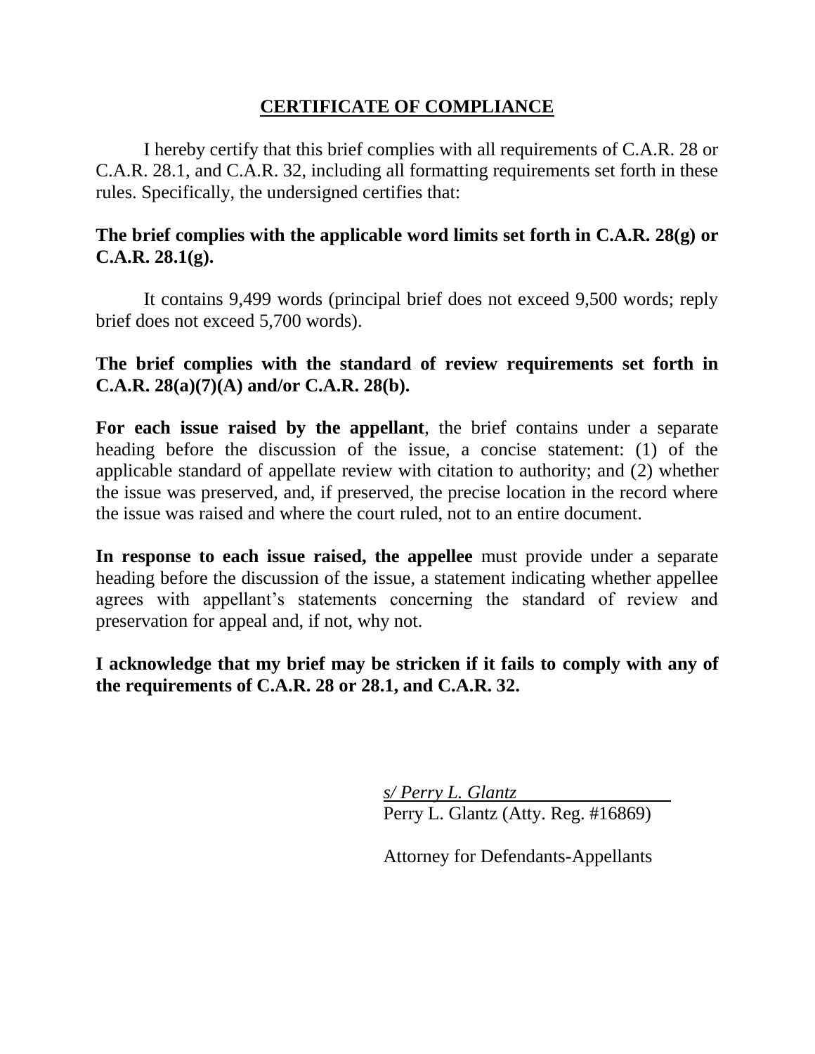## CERTIFICATE OF COMPLIANCE

I hereby certify that this brief complies with all requirements of C.A.R. 28 or C.A.R. 28.1, and C.A.R. 32, including all formatting requirements set forth in these rules. Specifically, the undersigned certifies that:

**The brief complies with the applicable word limits set forth in C.A.R. 28(g) or C.A.R. 28.1(g).**

It contains 9,499 words (principal brief does not exceed 9,500 words; reply brief does not exceed 5,700 words).

**The brief complies with the standard of review requirements set forth in C.A.R. 28(a)(7)(A) and/or C.A.R. 28(b).**

**For each issue raised by the appellant**, the brief contains under a separate heading before the discussion of the issue, a concise statement: (1) of the applicable standard of appellate review with citation to authority; and (2) whether the issue was preserved, and, if preserved, the precise location in the record where the issue was raised and where the court ruled, not to an entire document.

**In response to each issue raised, the appellee** must provide under a separate heading before the discussion of the issue, a statement indicating whether appellee agrees with appellant's statements concerning the standard of review and preservation for appeal and, if not, why not.

**I acknowledge that my brief may be stricken if it fails to comply with any of the requirements of C.A.R. 28 or 28.1, and C.A.R. 32.**

*s/ Perry L. Glantz*
Perry L. Glantz (Atty. Reg. #16869)

Attorney for Defendants-Appellants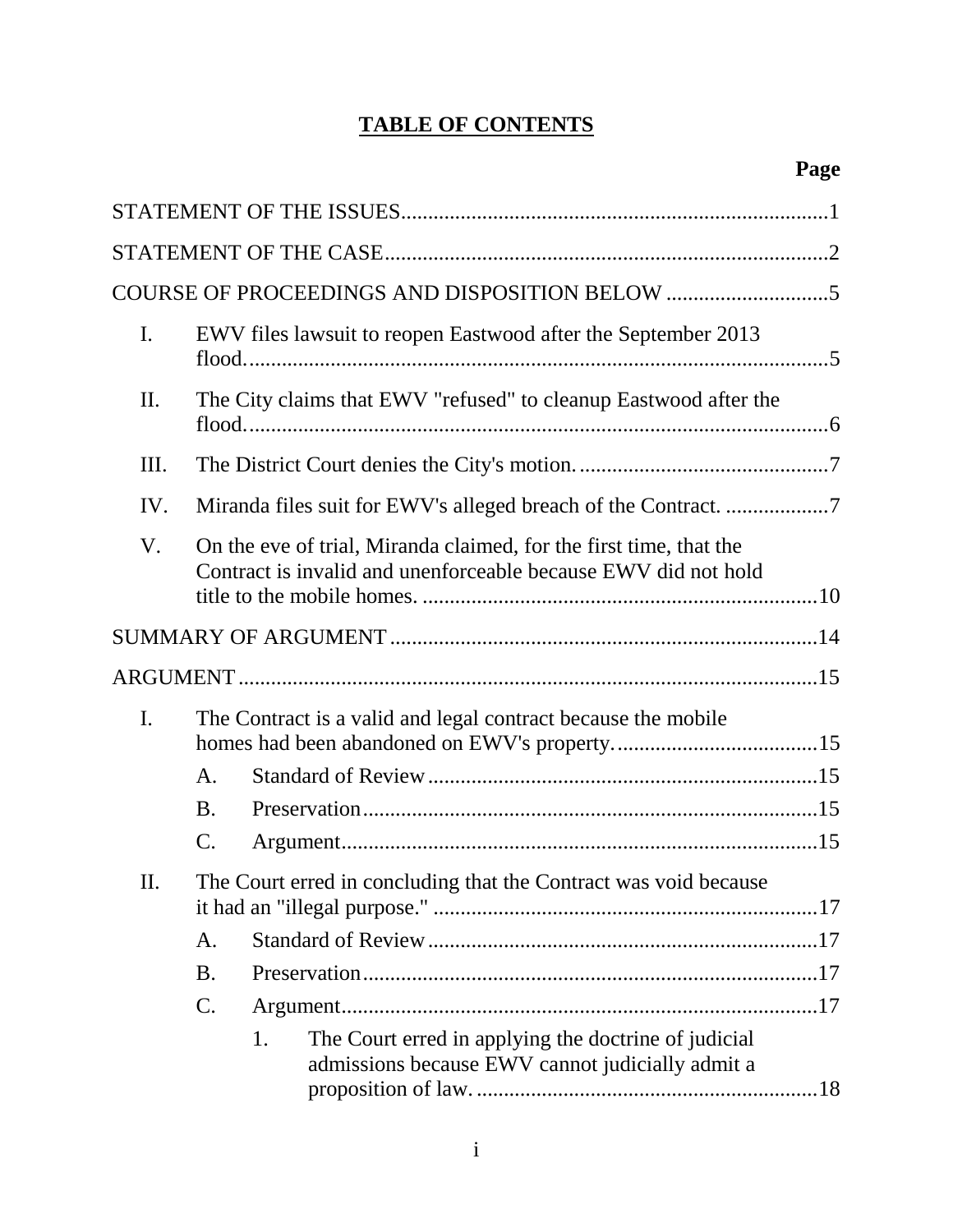# TABLE OF CONTENTS

**Page**

STATEMENT OF THE ISSUES..............................................................................1

STATEMENT OF THE CASE.................................................................................2

COURSE OF PROCEEDINGS AND DISPOSITION BELOW ..............................5

I. EWV files lawsuit to reopen Eastwood after the September 2013 flood...........................................................................................................5

II. The City claims that EWV "refused" to cleanup Eastwood after the flood...........................................................................................................6

III. The District Court denies the City's motion...............................................7

IV. Miranda files suit for EWV's alleged breach of the Contract. ...................7

V. On the eve of trial, Miranda claimed, for the first time, that the Contract is invalid and unenforceable because EWV did not hold title to the mobile homes. .........................................................................10

SUMMARY OF ARGUMENT ...............................................................................14

ARGUMENT..........................................................................................................15

I. The Contract is a valid and legal contract because the mobile homes had been abandoned on EWV's property......................................15

  A. Standard of Review........................................................................15

  B. Preservation....................................................................................15

  C. Argument........................................................................................15

II. The Court erred in concluding that the Contract was void because it had an "illegal purpose." .......................................................................17

  A. Standard of Review........................................................................17

  B. Preservation....................................................................................17

  C. Argument........................................................................................17

    1. The Court erred in applying the doctrine of judicial admissions because EWV cannot judicially admit a proposition of law. ...............................................................18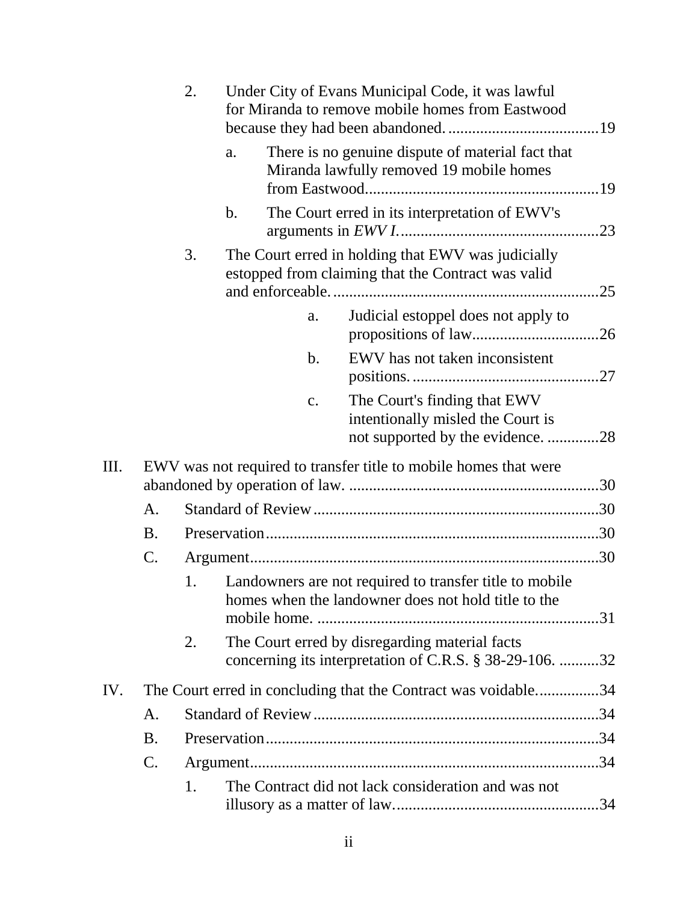2. Under City of Evans Municipal Code, it was lawful for Miranda to remove mobile homes from Eastwood because they had been abandoned. ......................................19

   a. There is no genuine dispute of material fact that Miranda lawfully removed 19 mobile homes from Eastwood..........................................................19

   b. The Court erred in its interpretation of EWV's arguments in *EWV I*. .................................................23

3. The Court erred in holding that EWV was judicially estopped from claiming that the Contract was valid and enforceable. ..................................................................25

   a. Judicial estoppel does not apply to propositions of law................................26

   b. EWV has not taken inconsistent positions. ...............................................27

   c. The Court's finding that EWV intentionally misled the Court is not supported by the evidence. .............28

III. EWV was not required to transfer title to mobile homes that were abandoned by operation of law. ...............................................................30

   A. Standard of Review.......................................................................30

   B. Preservation...................................................................................30

   C. Argument.......................................................................................30

      1. Landowners are not required to transfer title to mobile homes when the landowner does not hold title to the mobile home. ......................................................................31

      2. The Court erred by disregarding material facts concerning its interpretation of C.R.S. § 38-29-106. ..........32

IV. The Court erred in concluding that the Contract was voidable...............34

   A. Standard of Review.......................................................................34

   B. Preservation...................................................................................34

   C. Argument.......................................................................................34

      1. The Contract did not lack consideration and was not illusory as a matter of law...................................................34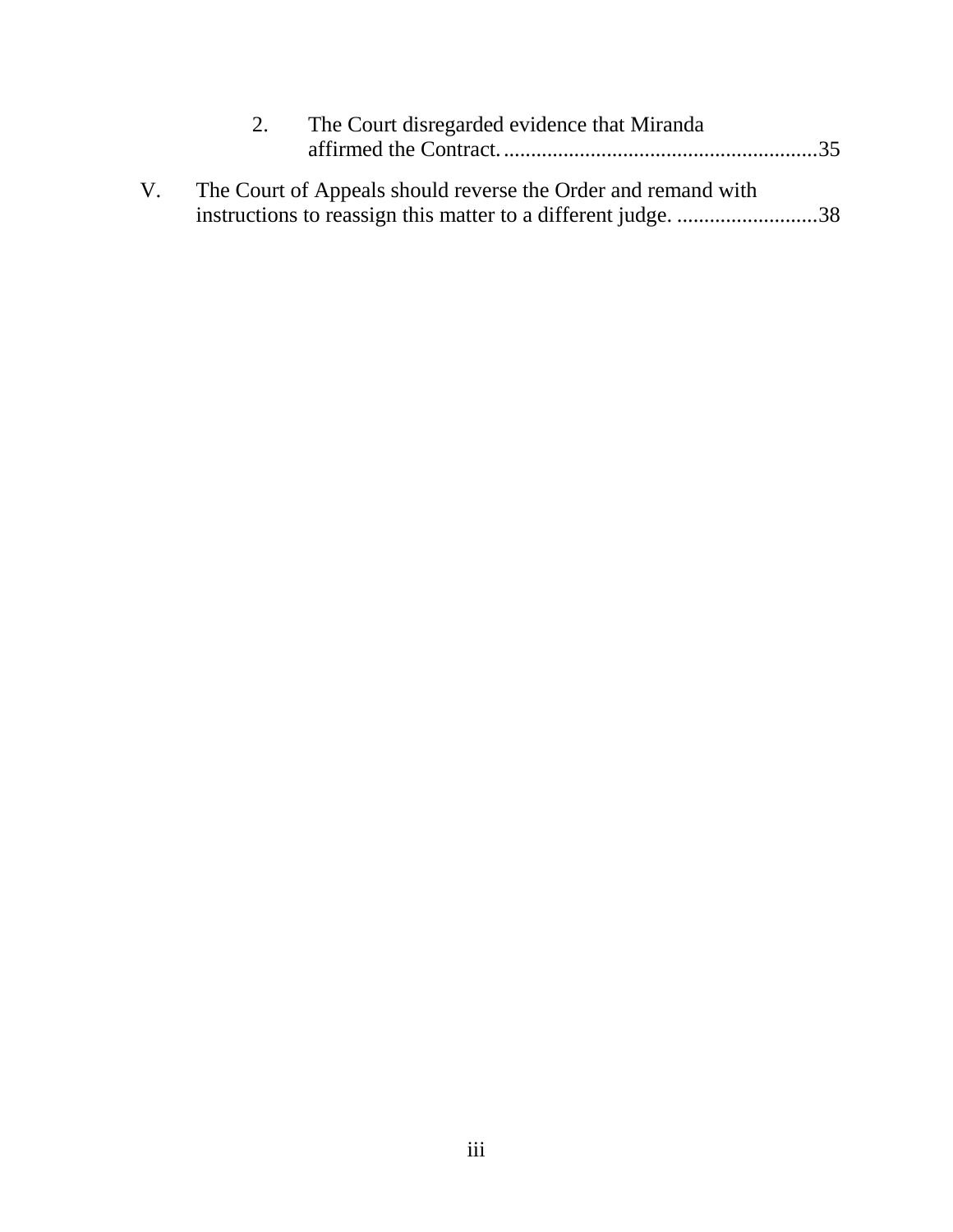2. The Court disregarded evidence that Miranda affirmed the Contract. ..........................................................35

V. The Court of Appeals should reverse the Order and remand with instructions to reassign this matter to a different judge. ..........................38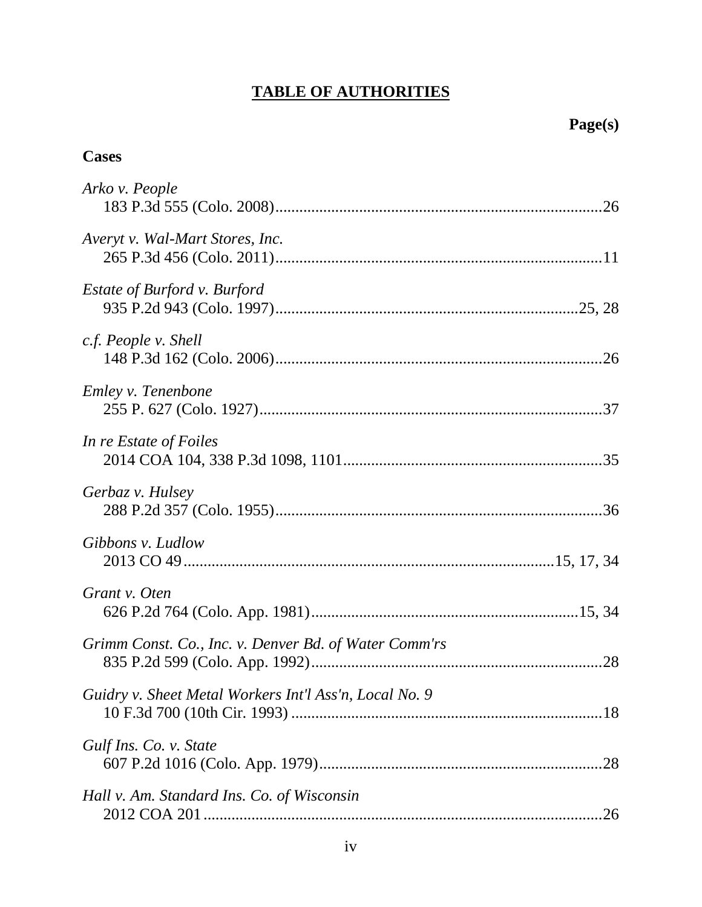# TABLE OF AUTHORITIES

**Page(s)**

**Cases**

*Arko v. People*
183 P.3d 555 (Colo. 2008) ............................................................................................26

*Averyt v. Wal-Mart Stores, Inc.*
265 P.3d 456 (Colo. 2011) ............................................................................................11

*Estate of Burford v. Burford*
935 P.2d 943 (Colo. 1997) ......................................................................................25, 28

*c.f. People v. Shell*
148 P.3d 162 (Colo. 2006) ............................................................................................26

*Emley v. Tenenbone*
255 P. 627 (Colo. 1927) ................................................................................................37

*In re Estate of Foiles*
2014 COA 104, 338 P.3d 1098, 1101 ...........................................................................35

*Gerbaz v. Hulsey*
288 P.2d 357 (Colo. 1955) ............................................................................................36

*Gibbons v. Ludlow*
2013 CO 49 .......................................................................................................15, 17, 34

*Grant v. Oten*
626 P.2d 764 (Colo. App. 1981) .............................................................................15, 34

*Grimm Const. Co., Inc. v. Denver Bd. of Water Comm'rs*
835 P.2d 599 (Colo. App. 1992) ...................................................................................28

*Guidry v. Sheet Metal Workers Int'l Ass'n, Local No. 9*
10 F.3d 700 (10th Cir. 1993) ........................................................................................18

*Gulf Ins. Co. v. State*
607 P.2d 1016 (Colo. App. 1979) .................................................................................28

*Hall v. Am. Standard Ins. Co. of Wisconsin*
2012 COA 201 ...............................................................................................................26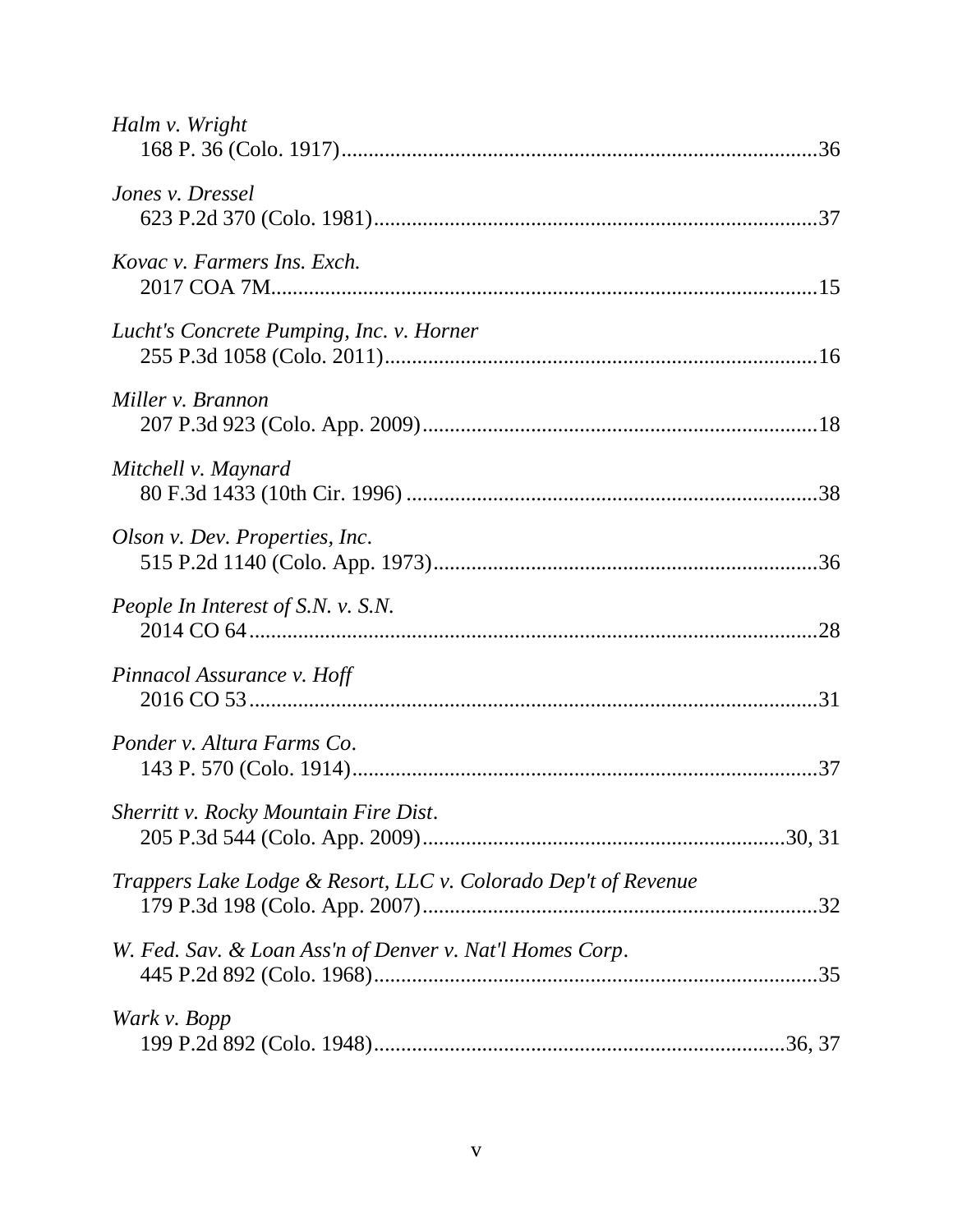*Halm v. Wright*
168 P. 36 (Colo. 1917).......................................................................................36

*Jones v. Dressel*
623 P.2d 370 (Colo. 1981).................................................................................37

*Kovac v. Farmers Ins. Exch.*
2017 COA 7M...................................................................................................15

*Lucht's Concrete Pumping, Inc. v. Horner*
255 P.3d 1058 (Colo. 2011)...............................................................................16

*Miller v. Brannon*
207 P.3d 923 (Colo. App. 2009)........................................................................18

*Mitchell v. Maynard*
80 F.3d 1433 (10th Cir. 1996) ...........................................................................38

*Olson v. Dev. Properties, Inc.*
515 P.2d 1140 (Colo. App. 1973)......................................................................36

*People In Interest of S.N. v. S.N.*
2014 CO 64........................................................................................................28

*Pinnacol Assurance v. Hoff*
2016 CO 53........................................................................................................31

*Ponder v. Altura Farms Co.*
143 P. 570 (Colo. 1914).....................................................................................37

*Sherritt v. Rocky Mountain Fire Dist.*
205 P.3d 544 (Colo. App. 2009)...................................................................30, 31

*Trappers Lake Lodge & Resort, LLC v. Colorado Dep't of Revenue*
179 P.3d 198 (Colo. App. 2007)........................................................................32

*W. Fed. Sav. & Loan Ass'n of Denver v. Nat'l Homes Corp.*
445 P.2d 892 (Colo. 1968).................................................................................35

*Wark v. Bopp*
199 P.2d 892 (Colo. 1948)...........................................................................36, 37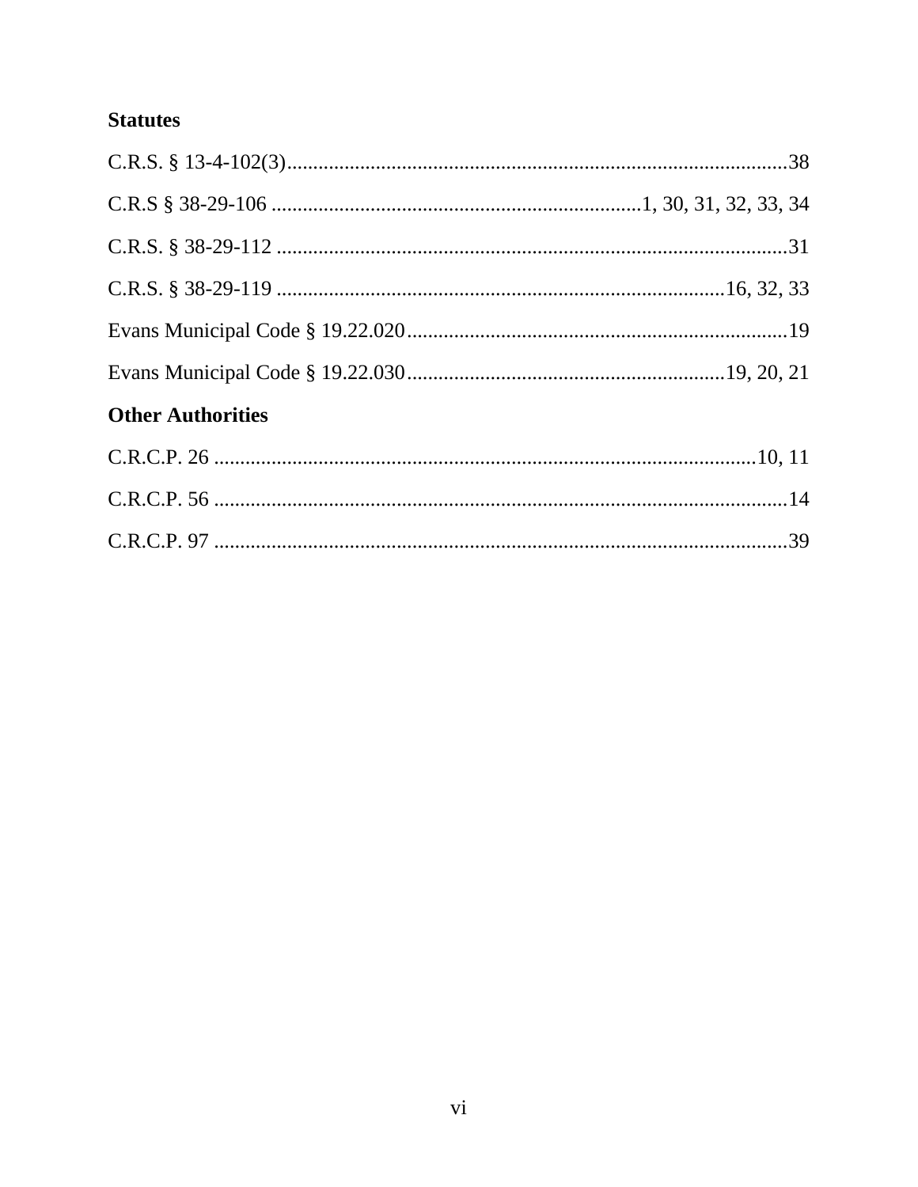**Statutes**

C.R.S. § 13-4-102(3)................................................................................................38

C.R.S § 38-29-106 .....................................................................1, 30, 31, 32, 33, 34

C.R.S. § 38-29-112 .................................................................................................31

C.R.S. § 38-29-119 ...................................................................................16, 32, 33

Evans Municipal Code § 19.22.020.........................................................................19

Evans Municipal Code § 19.22.030............................................................19, 20, 21

**Other Authorities**

C.R.C.P. 26 .........................................................................................................10, 11

C.R.C.P. 56 ...............................................................................................................14

C.R.C.P. 97 ...............................................................................................................39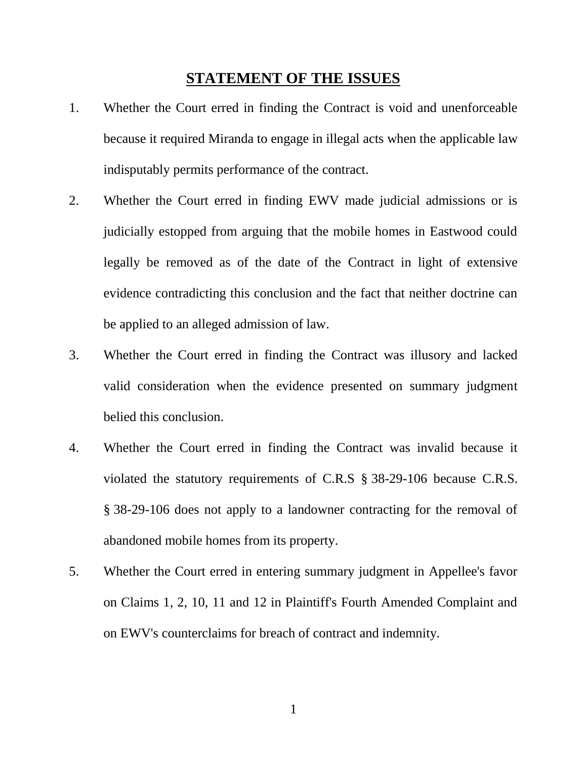## STATEMENT OF THE ISSUES

1. Whether the Court erred in finding the Contract is void and unenforceable because it required Miranda to engage in illegal acts when the applicable law indisputably permits performance of the contract.

2. Whether the Court erred in finding EWV made judicial admissions or is judicially estopped from arguing that the mobile homes in Eastwood could legally be removed as of the date of the Contract in light of extensive evidence contradicting this conclusion and the fact that neither doctrine can be applied to an alleged admission of law.

3. Whether the Court erred in finding the Contract was illusory and lacked valid consideration when the evidence presented on summary judgment belied this conclusion.

4. Whether the Court erred in finding the Contract was invalid because it violated the statutory requirements of C.R.S § 38-29-106 because C.R.S. § 38-29-106 does not apply to a landowner contracting for the removal of abandoned mobile homes from its property.

5. Whether the Court erred in entering summary judgment in Appellee's favor on Claims 1, 2, 10, 11 and 12 in Plaintiff's Fourth Amended Complaint and on EWV's counterclaims for breach of contract and indemnity.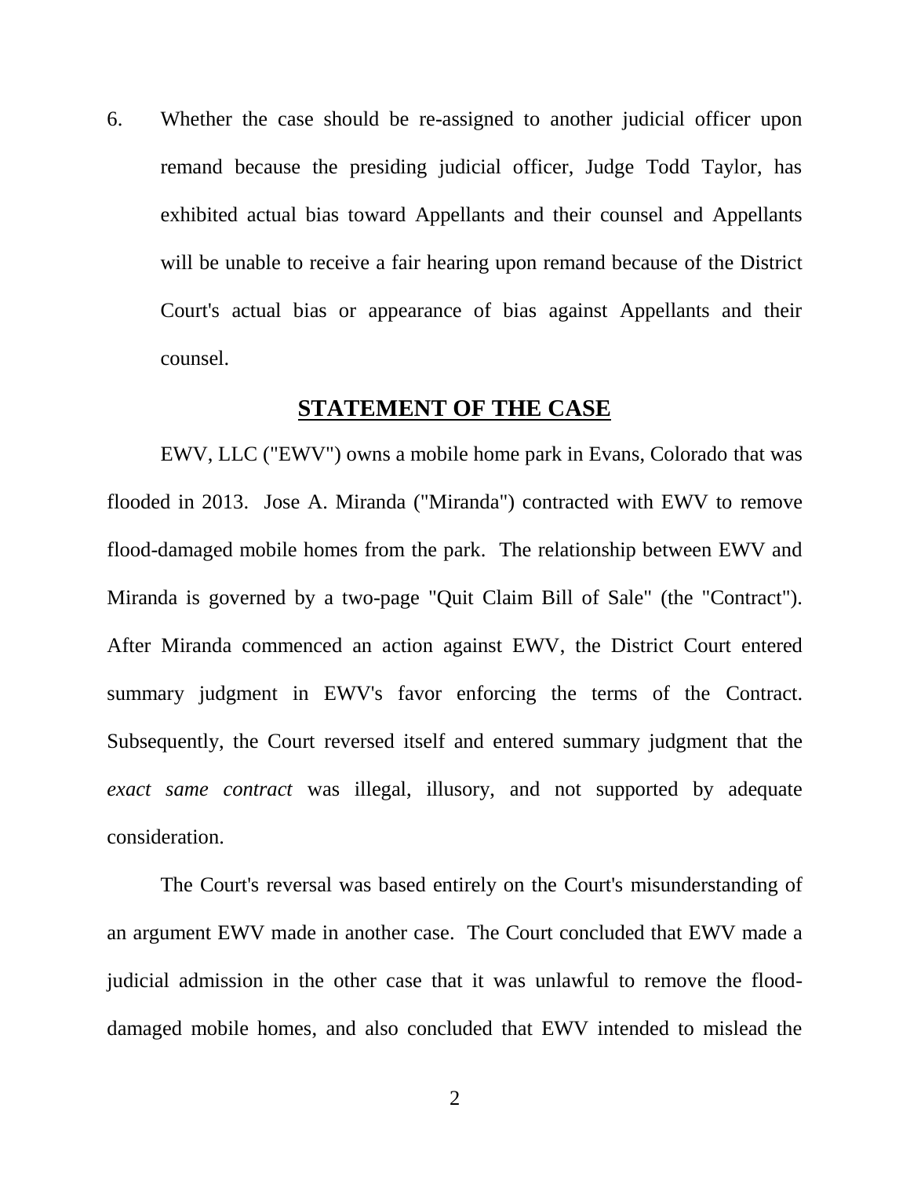6. Whether the case should be re-assigned to another judicial officer upon remand because the presiding judicial officer, Judge Todd Taylor, has exhibited actual bias toward Appellants and their counsel and Appellants will be unable to receive a fair hearing upon remand because of the District Court's actual bias or appearance of bias against Appellants and their counsel.

## STATEMENT OF THE CASE

EWV, LLC ("EWV") owns a mobile home park in Evans, Colorado that was flooded in 2013. Jose A. Miranda ("Miranda") contracted with EWV to remove flood-damaged mobile homes from the park. The relationship between EWV and Miranda is governed by a two-page "Quit Claim Bill of Sale" (the "Contract"). After Miranda commenced an action against EWV, the District Court entered summary judgment in EWV's favor enforcing the terms of the Contract. Subsequently, the Court reversed itself and entered summary judgment that the *exact same contract* was illegal, illusory, and not supported by adequate consideration.

The Court's reversal was based entirely on the Court's misunderstanding of an argument EWV made in another case. The Court concluded that EWV made a judicial admission in the other case that it was unlawful to remove the flood-damaged mobile homes, and also concluded that EWV intended to mislead the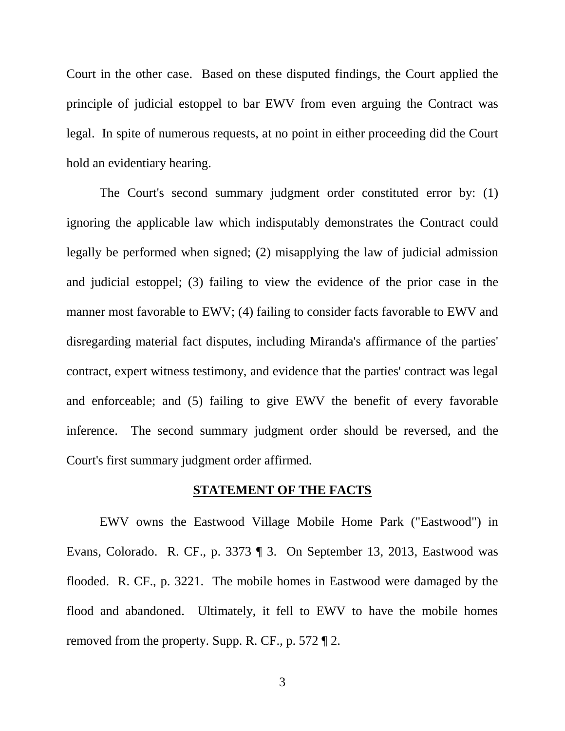Court in the other case. Based on these disputed findings, the Court applied the principle of judicial estoppel to bar EWV from even arguing the Contract was legal. In spite of numerous requests, at no point in either proceeding did the Court hold an evidentiary hearing.

The Court's second summary judgment order constituted error by: (1) ignoring the applicable law which indisputably demonstrates the Contract could legally be performed when signed; (2) misapplying the law of judicial admission and judicial estoppel; (3) failing to view the evidence of the prior case in the manner most favorable to EWV; (4) failing to consider facts favorable to EWV and disregarding material fact disputes, including Miranda's affirmance of the parties' contract, expert witness testimony, and evidence that the parties' contract was legal and enforceable; and (5) failing to give EWV the benefit of every favorable inference. The second summary judgment order should be reversed, and the Court's first summary judgment order affirmed.

## STATEMENT OF THE FACTS

EWV owns the Eastwood Village Mobile Home Park ("Eastwood") in Evans, Colorado. R. CF., p. 3373 ¶ 3. On September 13, 2013, Eastwood was flooded. R. CF., p. 3221. The mobile homes in Eastwood were damaged by the flood and abandoned. Ultimately, it fell to EWV to have the mobile homes removed from the property. Supp. R. CF., p. 572 ¶ 2.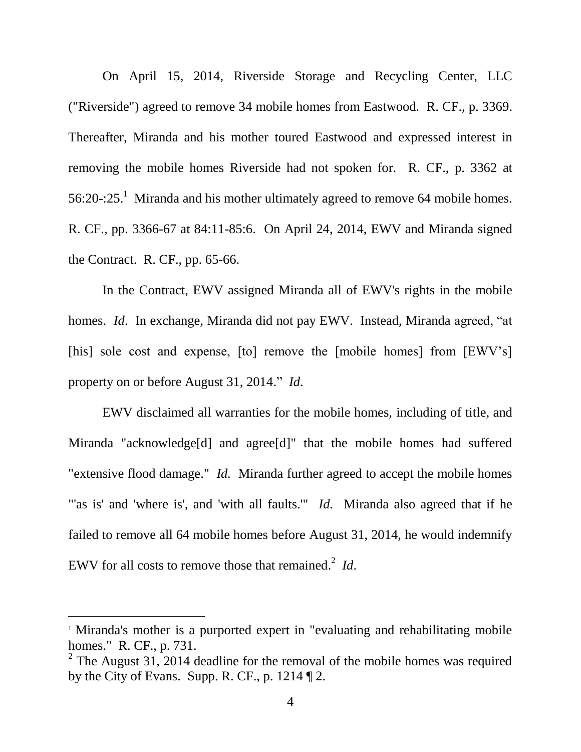On April 15, 2014, Riverside Storage and Recycling Center, LLC ("Riverside") agreed to remove 34 mobile homes from Eastwood. R. CF., p. 3369. Thereafter, Miranda and his mother toured Eastwood and expressed interest in removing the mobile homes Riverside had not spoken for. R. CF., p. 3362 at 56:20-:25.[1] Miranda and his mother ultimately agreed to remove 64 mobile homes. R. CF., pp. 3366-67 at 84:11-85:6. On April 24, 2014, EWV and Miranda signed the Contract. R. CF., pp. 65-66.

In the Contract, EWV assigned Miranda all of EWV's rights in the mobile homes. *Id*. In exchange, Miranda did not pay EWV. Instead, Miranda agreed, "at [his] sole cost and expense, [to] remove the [mobile homes] from [EWV's] property on or before August 31, 2014." *Id*.

EWV disclaimed all warranties for the mobile homes, including of title, and Miranda "acknowledge[d] and agree[d]" that the mobile homes had suffered "extensive flood damage." *Id.* Miranda further agreed to accept the mobile homes "'as is' and 'where is', and 'with all faults.'" *Id.* Miranda also agreed that if he failed to remove all 64 mobile homes before August 31, 2014, he would indemnify EWV for all costs to remove those that remained.[2] *Id*.

---

[1] Miranda's mother is a purported expert in "evaluating and rehabilitating mobile homes." R. CF., p. 731.

[2] The August 31, 2014 deadline for the removal of the mobile homes was required by the City of Evans. Supp. R. CF., p. 1214 ¶ 2.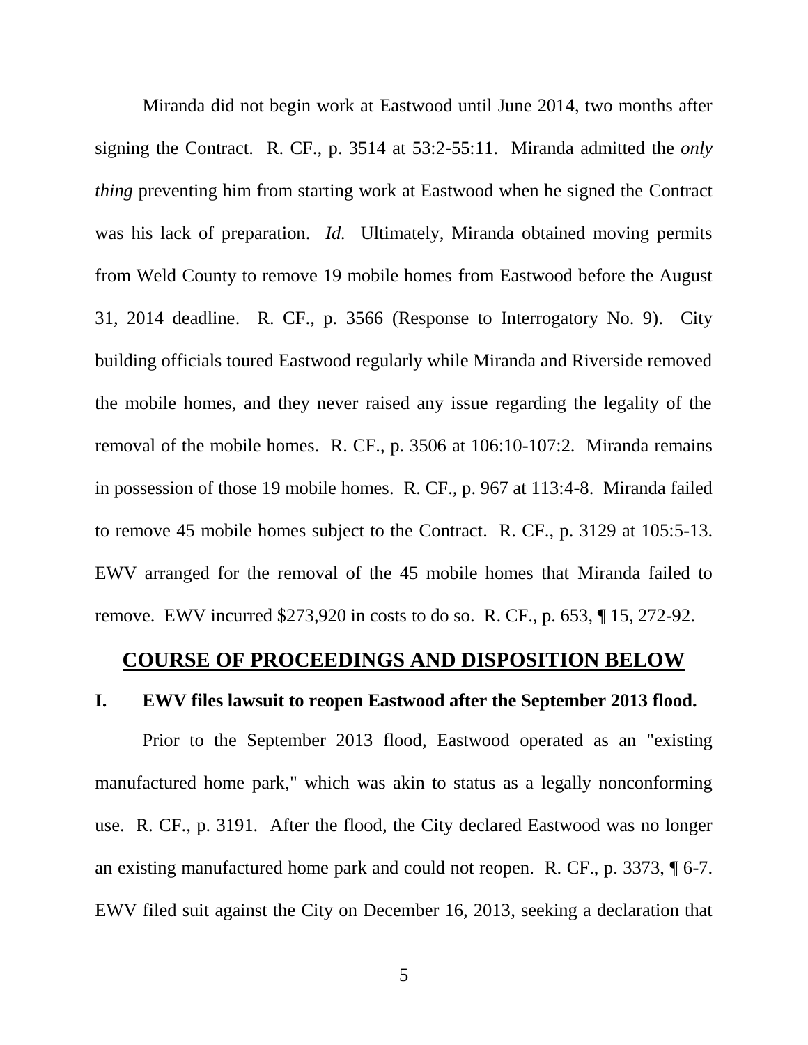Miranda did not begin work at Eastwood until June 2014, two months after signing the Contract. R. CF., p. 3514 at 53:2-55:11. Miranda admitted the *only thing* preventing him from starting work at Eastwood when he signed the Contract was his lack of preparation. *Id.* Ultimately, Miranda obtained moving permits from Weld County to remove 19 mobile homes from Eastwood before the August 31, 2014 deadline. R. CF., p. 3566 (Response to Interrogatory No. 9). City building officials toured Eastwood regularly while Miranda and Riverside removed the mobile homes, and they never raised any issue regarding the legality of the removal of the mobile homes. R. CF., p. 3506 at 106:10-107:2. Miranda remains in possession of those 19 mobile homes. R. CF., p. 967 at 113:4-8. Miranda failed to remove 45 mobile homes subject to the Contract. R. CF., p. 3129 at 105:5-13. EWV arranged for the removal of the 45 mobile homes that Miranda failed to remove. EWV incurred $273,920 in costs to do so. R. CF., p. 653, ¶ 15, 272-92.

## COURSE OF PROCEEDINGS AND DISPOSITION BELOW

### I. EWV files lawsuit to reopen Eastwood after the September 2013 flood.

Prior to the September 2013 flood, Eastwood operated as an "existing manufactured home park," which was akin to status as a legally nonconforming use. R. CF., p. 3191. After the flood, the City declared Eastwood was no longer an existing manufactured home park and could not reopen. R. CF., p. 3373, ¶ 6-7. EWV filed suit against the City on December 16, 2013, seeking a declaration that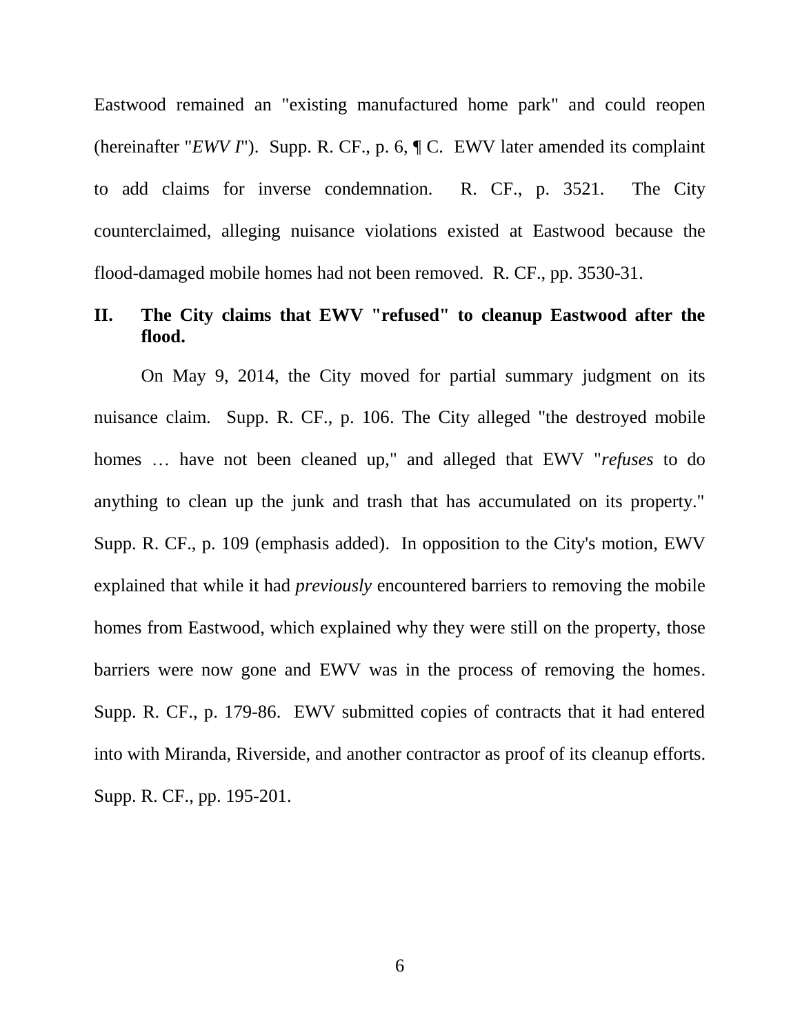Eastwood remained an "existing manufactured home park" and could reopen (hereinafter "*EWV I*"). Supp. R. CF., p. 6, ¶ C. EWV later amended its complaint to add claims for inverse condemnation. R. CF., p. 3521. The City counterclaimed, alleging nuisance violations existed at Eastwood because the flood-damaged mobile homes had not been removed. R. CF., pp. 3530-31.

## II. The City claims that EWV "refused" to cleanup Eastwood after the flood.

On May 9, 2014, the City moved for partial summary judgment on its nuisance claim. Supp. R. CF., p. 106. The City alleged "the destroyed mobile homes … have not been cleaned up," and alleged that EWV "*refuses* to do anything to clean up the junk and trash that has accumulated on its property." Supp. R. CF., p. 109 (emphasis added). In opposition to the City's motion, EWV explained that while it had *previously* encountered barriers to removing the mobile homes from Eastwood, which explained why they were still on the property, those barriers were now gone and EWV was in the process of removing the homes. Supp. R. CF., p. 179-86. EWV submitted copies of contracts that it had entered into with Miranda, Riverside, and another contractor as proof of its cleanup efforts. Supp. R. CF., pp. 195-201.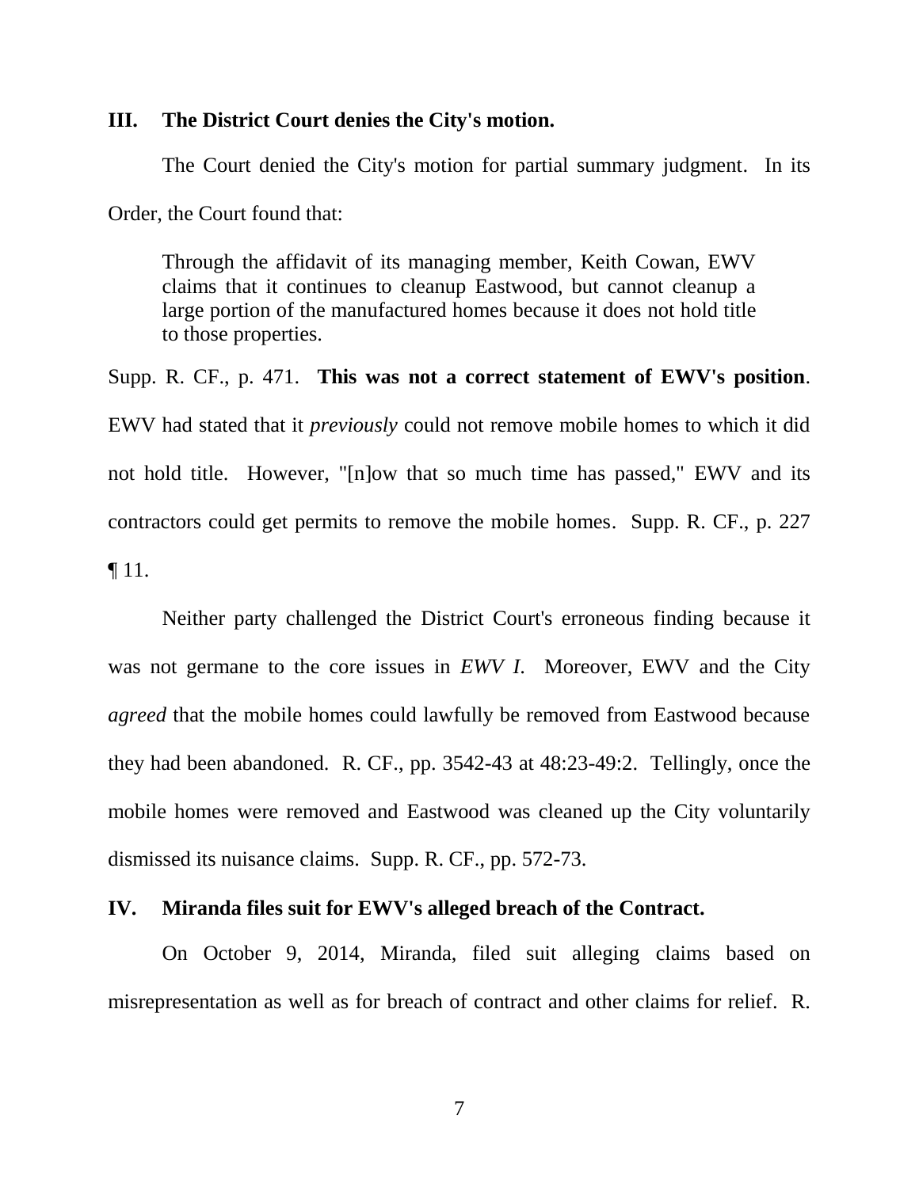## III. The District Court denies the City's motion.

The Court denied the City's motion for partial summary judgment. In its Order, the Court found that:

> Through the affidavit of its managing member, Keith Cowan, EWV claims that it continues to cleanup Eastwood, but cannot cleanup a large portion of the manufactured homes because it does not hold title to those properties.

Supp. R. CF., p. 471. **This was not a correct statement of EWV's position**. EWV had stated that it *previously* could not remove mobile homes to which it did not hold title. However, "[n]ow that so much time has passed," EWV and its contractors could get permits to remove the mobile homes. Supp. R. CF., p. 227 ¶ 11.

Neither party challenged the District Court's erroneous finding because it was not germane to the core issues in *EWV I*. Moreover, EWV and the City *agreed* that the mobile homes could lawfully be removed from Eastwood because they had been abandoned. R. CF., pp. 3542-43 at 48:23-49:2. Tellingly, once the mobile homes were removed and Eastwood was cleaned up the City voluntarily dismissed its nuisance claims. Supp. R. CF., pp. 572-73.

## IV. Miranda files suit for EWV's alleged breach of the Contract.

On October 9, 2014, Miranda, filed suit alleging claims based on misrepresentation as well as for breach of contract and other claims for relief. R.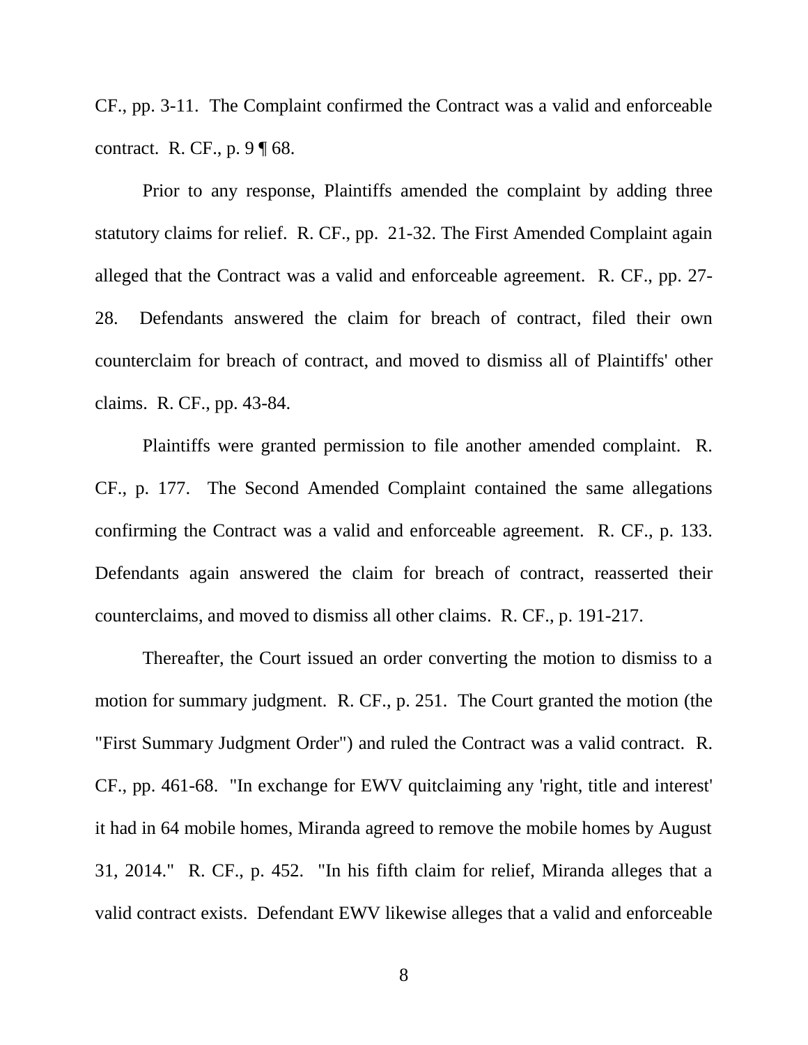CF., pp. 3-11. The Complaint confirmed the Contract was a valid and enforceable contract. R. CF., p. 9 ¶ 68.

Prior to any response, Plaintiffs amended the complaint by adding three statutory claims for relief. R. CF., pp. 21-32. The First Amended Complaint again alleged that the Contract was a valid and enforceable agreement. R. CF., pp. 27-28. Defendants answered the claim for breach of contract, filed their own counterclaim for breach of contract, and moved to dismiss all of Plaintiffs' other claims. R. CF., pp. 43-84.

Plaintiffs were granted permission to file another amended complaint. R. CF., p. 177. The Second Amended Complaint contained the same allegations confirming the Contract was a valid and enforceable agreement. R. CF., p. 133. Defendants again answered the claim for breach of contract, reasserted their counterclaims, and moved to dismiss all other claims. R. CF., p. 191-217.

Thereafter, the Court issued an order converting the motion to dismiss to a motion for summary judgment. R. CF., p. 251. The Court granted the motion (the "First Summary Judgment Order") and ruled the Contract was a valid contract. R. CF., pp. 461-68. "In exchange for EWV quitclaiming any 'right, title and interest' it had in 64 mobile homes, Miranda agreed to remove the mobile homes by August 31, 2014." R. CF., p. 452. "In his fifth claim for relief, Miranda alleges that a valid contract exists. Defendant EWV likewise alleges that a valid and enforceable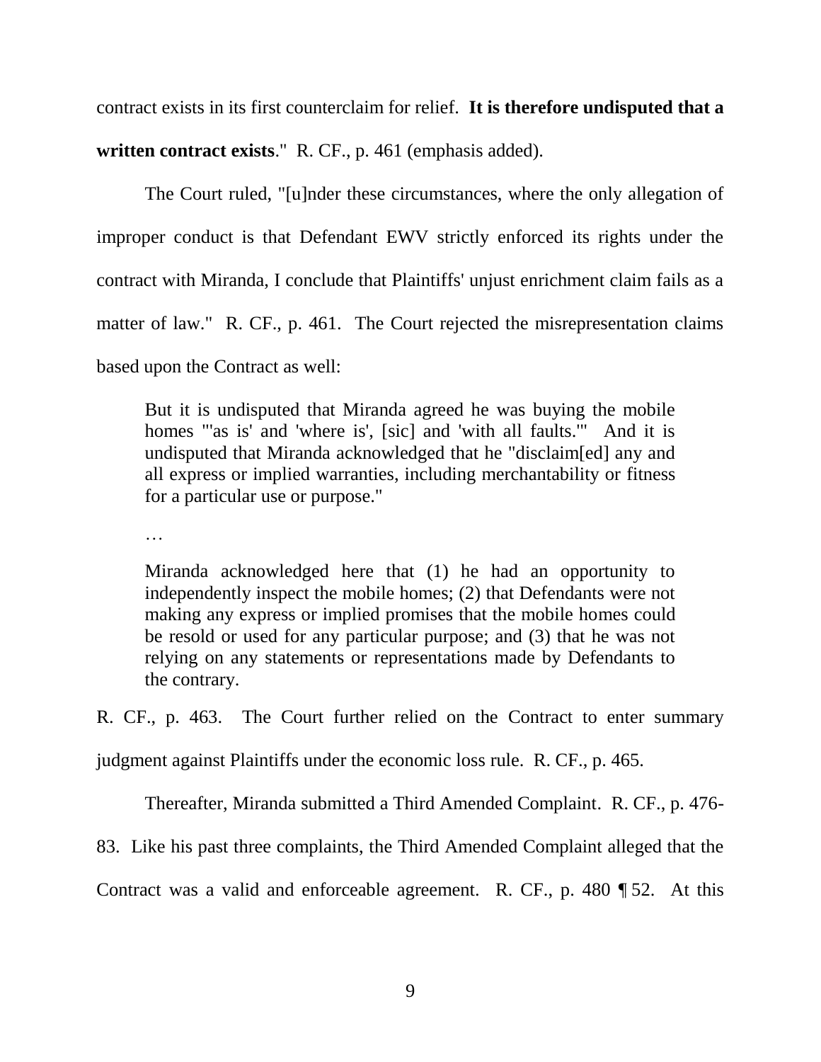contract exists in its first counterclaim for relief. **It is therefore undisputed that a written contract exists**." R. CF., p. 461 (emphasis added).

The Court ruled, "[u]nder these circumstances, where the only allegation of improper conduct is that Defendant EWV strictly enforced its rights under the contract with Miranda, I conclude that Plaintiffs' unjust enrichment claim fails as a matter of law." R. CF., p. 461. The Court rejected the misrepresentation claims based upon the Contract as well:

> But it is undisputed that Miranda agreed he was buying the mobile homes "'as is' and 'where is', [sic] and 'with all faults.'" And it is undisputed that Miranda acknowledged that he "disclaim[ed] any and all express or implied warranties, including merchantability or fitness for a particular use or purpose."
>
> …
>
> Miranda acknowledged here that (1) he had an opportunity to independently inspect the mobile homes; (2) that Defendants were not making any express or implied promises that the mobile homes could be resold or used for any particular purpose; and (3) that he was not relying on any statements or representations made by Defendants to the contrary.

R. CF., p. 463. The Court further relied on the Contract to enter summary judgment against Plaintiffs under the economic loss rule. R. CF., p. 465.

Thereafter, Miranda submitted a Third Amended Complaint. R. CF., p. 476-83. Like his past three complaints, the Third Amended Complaint alleged that the Contract was a valid and enforceable agreement. R. CF., p. 480 ¶ 52. At this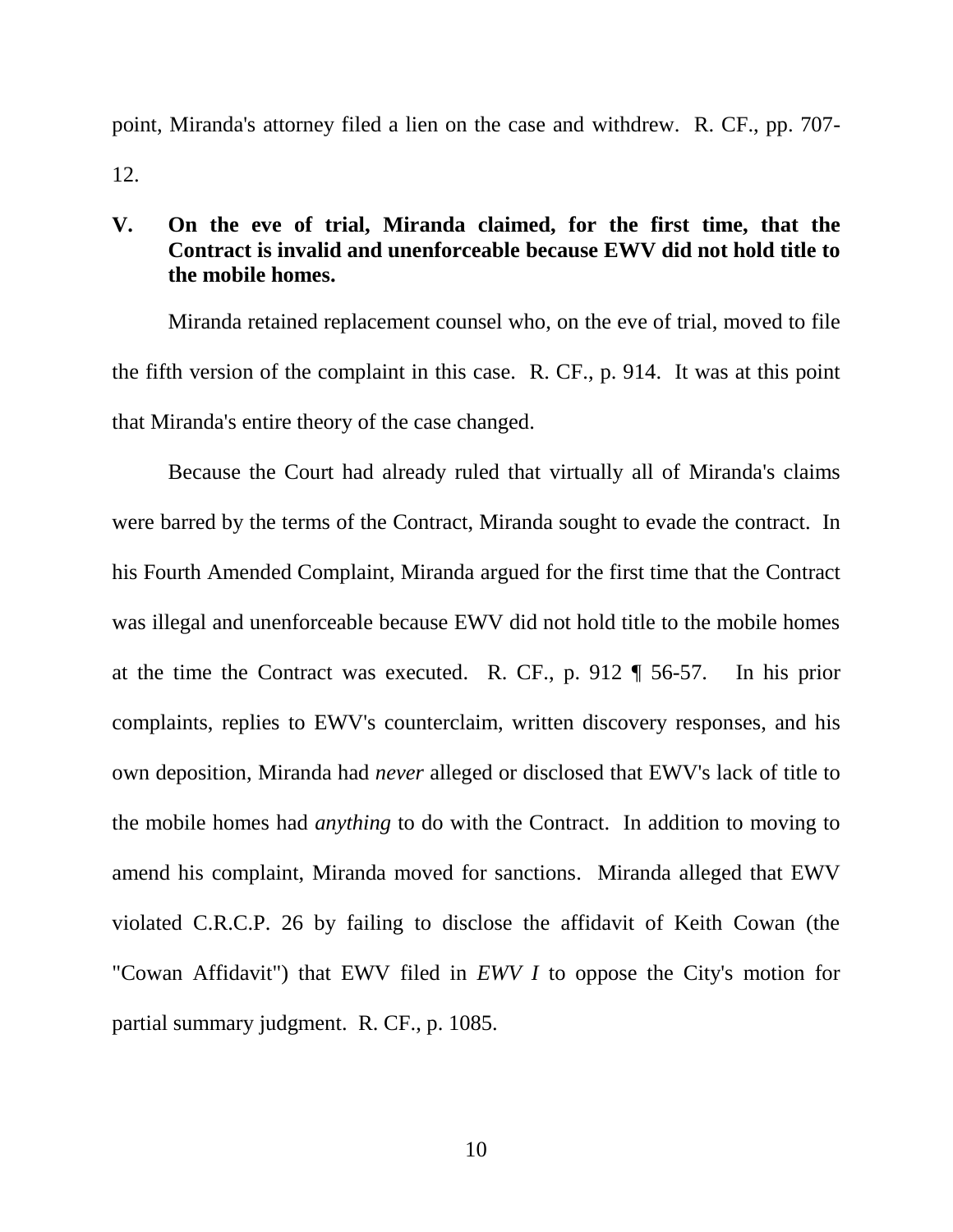point, Miranda's attorney filed a lien on the case and withdrew. R. CF., pp. 707-12.

## V. On the eve of trial, Miranda claimed, for the first time, that the Contract is invalid and unenforceable because EWV did not hold title to the mobile homes.

Miranda retained replacement counsel who, on the eve of trial, moved to file the fifth version of the complaint in this case. R. CF., p. 914. It was at this point that Miranda's entire theory of the case changed.

Because the Court had already ruled that virtually all of Miranda's claims were barred by the terms of the Contract, Miranda sought to evade the contract. In his Fourth Amended Complaint, Miranda argued for the first time that the Contract was illegal and unenforceable because EWV did not hold title to the mobile homes at the time the Contract was executed. R. CF., p. 912 ¶ 56-57. In his prior complaints, replies to EWV's counterclaim, written discovery responses, and his own deposition, Miranda had *never* alleged or disclosed that EWV's lack of title to the mobile homes had *anything* to do with the Contract. In addition to moving to amend his complaint, Miranda moved for sanctions. Miranda alleged that EWV violated C.R.C.P. 26 by failing to disclose the affidavit of Keith Cowan (the "Cowan Affidavit") that EWV filed in *EWV I* to oppose the City's motion for partial summary judgment. R. CF., p. 1085.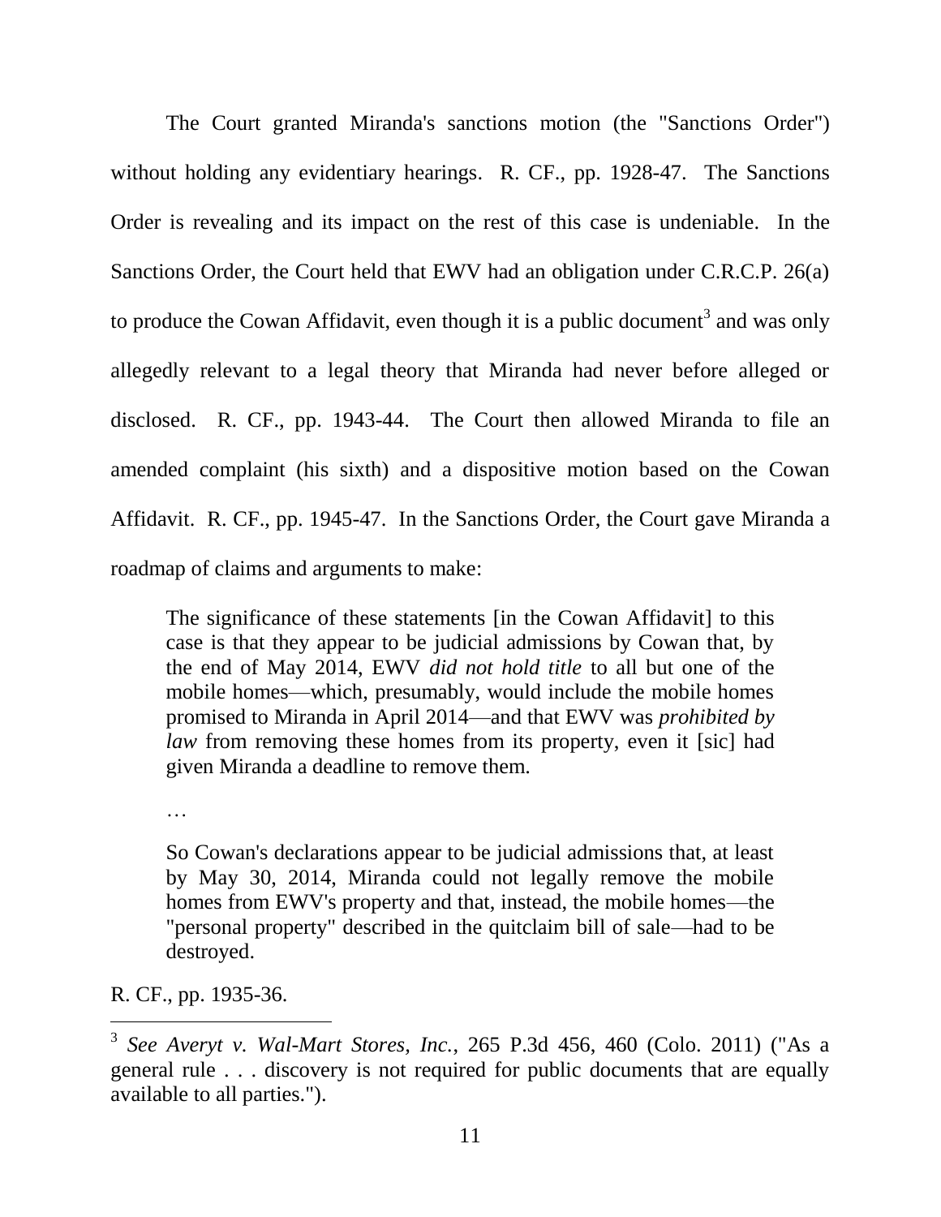The Court granted Miranda's sanctions motion (the "Sanctions Order") without holding any evidentiary hearings. R. CF., pp. 1928-47. The Sanctions Order is revealing and its impact on the rest of this case is undeniable. In the Sanctions Order, the Court held that EWV had an obligation under C.R.C.P. 26(a) to produce the Cowan Affidavit, even though it is a public document[3] and was only allegedly relevant to a legal theory that Miranda had never before alleged or disclosed. R. CF., pp. 1943-44. The Court then allowed Miranda to file an amended complaint (his sixth) and a dispositive motion based on the Cowan Affidavit. R. CF., pp. 1945-47. In the Sanctions Order, the Court gave Miranda a roadmap of claims and arguments to make:

> The significance of these statements [in the Cowan Affidavit] to this case is that they appear to be judicial admissions by Cowan that, by the end of May 2014, EWV *did not hold title* to all but one of the mobile homes—which, presumably, would include the mobile homes promised to Miranda in April 2014—and that EWV was *prohibited by law* from removing these homes from its property, even it [sic] had given Miranda a deadline to remove them.
>
> …
>
> So Cowan's declarations appear to be judicial admissions that, at least by May 30, 2014, Miranda could not legally remove the mobile homes from EWV's property and that, instead, the mobile homes—the "personal property" described in the quitclaim bill of sale—had to be destroyed.

R. CF., pp. 1935-36.

---

[3] *See Averyt v. Wal-Mart Stores, Inc.*, 265 P.3d 456, 460 (Colo. 2011) ("As a general rule . . . discovery is not required for public documents that are equally available to all parties.").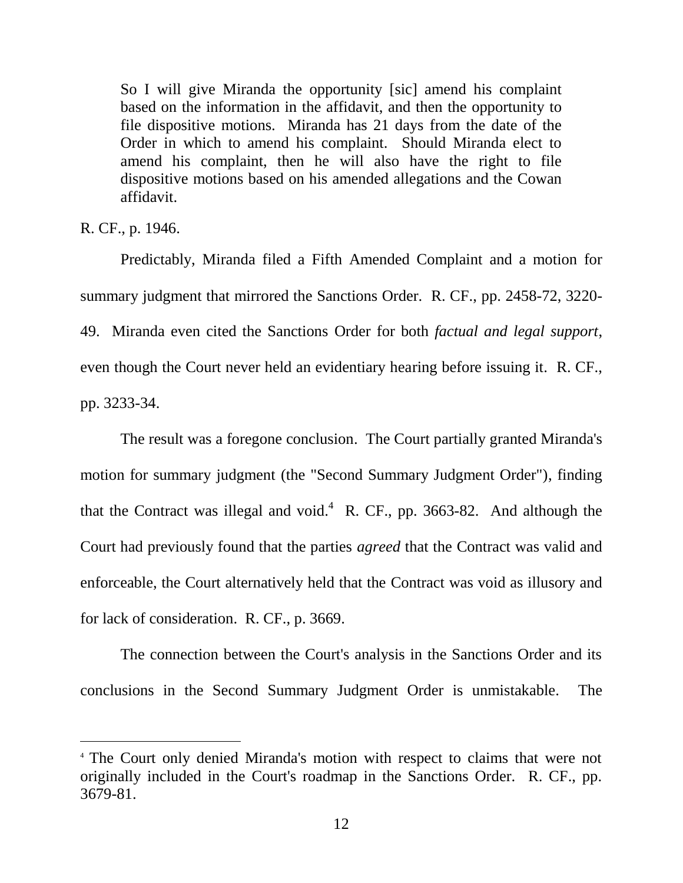> So I will give Miranda the opportunity [sic] amend his complaint based on the information in the affidavit, and then the opportunity to file dispositive motions. Miranda has 21 days from the date of the Order in which to amend his complaint. Should Miranda elect to amend his complaint, then he will also have the right to file dispositive motions based on his amended allegations and the Cowan affidavit.

R. CF., p. 1946.

Predictably, Miranda filed a Fifth Amended Complaint and a motion for summary judgment that mirrored the Sanctions Order. R. CF., pp. 2458-72, 3220-49. Miranda even cited the Sanctions Order for both *factual and legal support*, even though the Court never held an evidentiary hearing before issuing it. R. CF., pp. 3233-34.

The result was a foregone conclusion. The Court partially granted Miranda's motion for summary judgment (the "Second Summary Judgment Order"), finding that the Contract was illegal and void.[4] R. CF., pp. 3663-82. And although the Court had previously found that the parties *agreed* that the Contract was valid and enforceable, the Court alternatively held that the Contract was void as illusory and for lack of consideration. R. CF., p. 3669.

The connection between the Court's analysis in the Sanctions Order and its conclusions in the Second Summary Judgment Order is unmistakable. The

---

[4] The Court only denied Miranda's motion with respect to claims that were not originally included in the Court's roadmap in the Sanctions Order. R. CF., pp. 3679-81.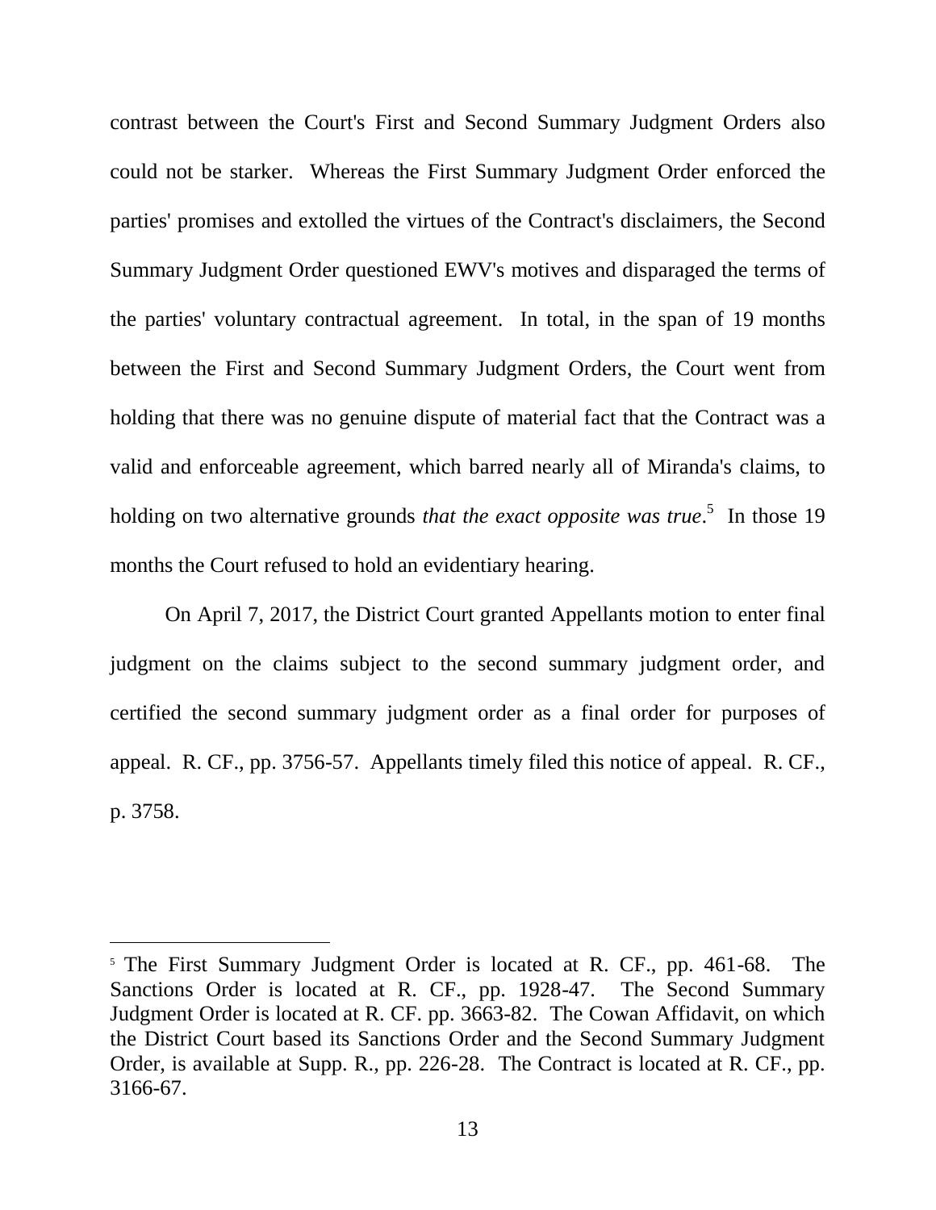contrast between the Court's First and Second Summary Judgment Orders also could not be starker. Whereas the First Summary Judgment Order enforced the parties' promises and extolled the virtues of the Contract's disclaimers, the Second Summary Judgment Order questioned EWV's motives and disparaged the terms of the parties' voluntary contractual agreement. In total, in the span of 19 months between the First and Second Summary Judgment Orders, the Court went from holding that there was no genuine dispute of material fact that the Contract was a valid and enforceable agreement, which barred nearly all of Miranda's claims, to holding on two alternative grounds *that the exact opposite was true*.[5] In those 19 months the Court refused to hold an evidentiary hearing.

On April 7, 2017, the District Court granted Appellants motion to enter final judgment on the claims subject to the second summary judgment order, and certified the second summary judgment order as a final order for purposes of appeal. R. CF., pp. 3756-57. Appellants timely filed this notice of appeal. R. CF., p. 3758.

---

[5] The First Summary Judgment Order is located at R. CF., pp. 461-68. The Sanctions Order is located at R. CF., pp. 1928-47. The Second Summary Judgment Order is located at R. CF. pp. 3663-82. The Cowan Affidavit, on which the District Court based its Sanctions Order and the Second Summary Judgment Order, is available at Supp. R., pp. 226-28. The Contract is located at R. CF., pp. 3166-67.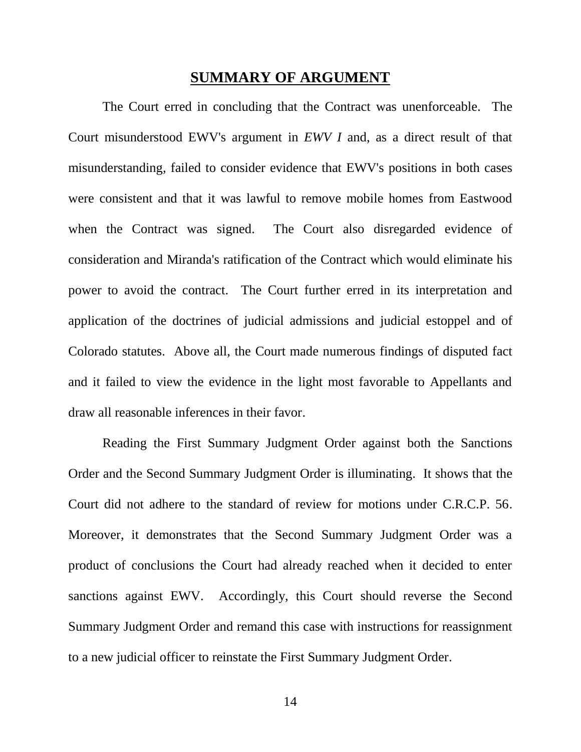## **SUMMARY OF ARGUMENT**

The Court erred in concluding that the Contract was unenforceable. The Court misunderstood EWV's argument in *EWV I* and, as a direct result of that misunderstanding, failed to consider evidence that EWV's positions in both cases were consistent and that it was lawful to remove mobile homes from Eastwood when the Contract was signed. The Court also disregarded evidence of consideration and Miranda's ratification of the Contract which would eliminate his power to avoid the contract. The Court further erred in its interpretation and application of the doctrines of judicial admissions and judicial estoppel and of Colorado statutes. Above all, the Court made numerous findings of disputed fact and it failed to view the evidence in the light most favorable to Appellants and draw all reasonable inferences in their favor.

Reading the First Summary Judgment Order against both the Sanctions Order and the Second Summary Judgment Order is illuminating. It shows that the Court did not adhere to the standard of review for motions under C.R.C.P. 56. Moreover, it demonstrates that the Second Summary Judgment Order was a product of conclusions the Court had already reached when it decided to enter sanctions against EWV. Accordingly, this Court should reverse the Second Summary Judgment Order and remand this case with instructions for reassignment to a new judicial officer to reinstate the First Summary Judgment Order.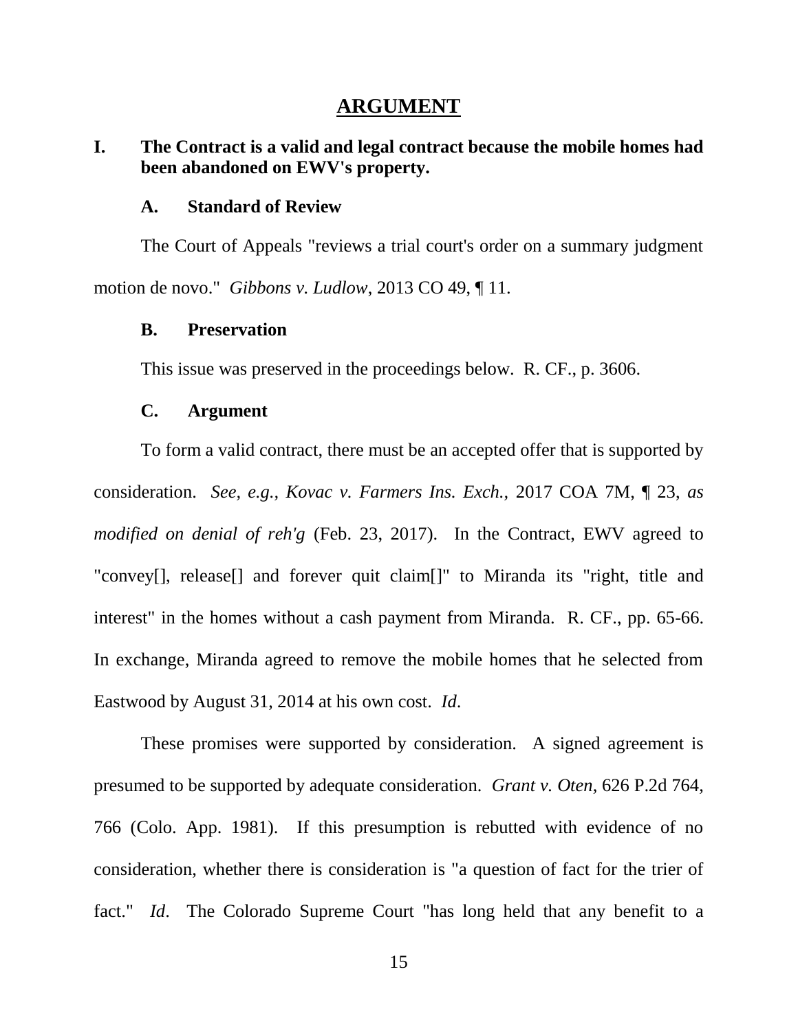# ARGUMENT

## I. The Contract is a valid and legal contract because the mobile homes had been abandoned on EWV's property.

### A. Standard of Review

The Court of Appeals "reviews a trial court's order on a summary judgment motion de novo." *Gibbons v. Ludlow*, 2013 CO 49, ¶ 11.

### B. Preservation

This issue was preserved in the proceedings below. R. CF., p. 3606.

### C. Argument

To form a valid contract, there must be an accepted offer that is supported by consideration. *See, e.g., Kovac v. Farmers Ins. Exch.*, 2017 COA 7M, ¶ 23, *as modified on denial of reh'g* (Feb. 23, 2017). In the Contract, EWV agreed to "convey[], release[] and forever quit claim[]" to Miranda its "right, title and interest" in the homes without a cash payment from Miranda. R. CF., pp. 65-66. In exchange, Miranda agreed to remove the mobile homes that he selected from Eastwood by August 31, 2014 at his own cost. *Id*.

These promises were supported by consideration. A signed agreement is presumed to be supported by adequate consideration. *Grant v. Oten*, 626 P.2d 764, 766 (Colo. App. 1981). If this presumption is rebutted with evidence of no consideration, whether there is consideration is "a question of fact for the trier of fact." *Id*. The Colorado Supreme Court "has long held that any benefit to a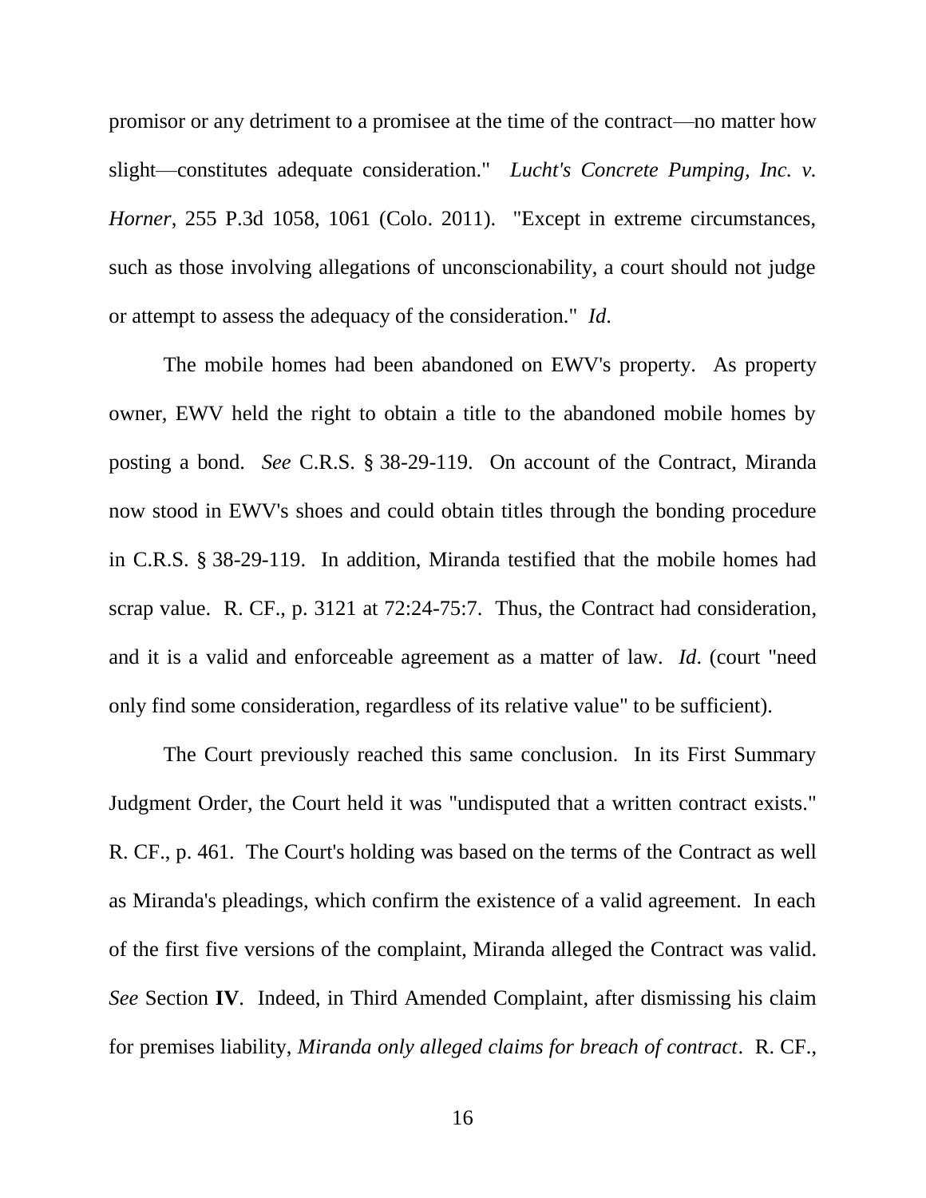promisor or any detriment to a promisee at the time of the contract—no matter how slight—constitutes adequate consideration." *Lucht's Concrete Pumping, Inc. v. Horner*, 255 P.3d 1058, 1061 (Colo. 2011). "Except in extreme circumstances, such as those involving allegations of unconscionability, a court should not judge or attempt to assess the adequacy of the consideration." *Id.*

The mobile homes had been abandoned on EWV's property. As property owner, EWV held the right to obtain a title to the abandoned mobile homes by posting a bond. *See* C.R.S. § 38-29-119. On account of the Contract, Miranda now stood in EWV's shoes and could obtain titles through the bonding procedure in C.R.S. § 38-29-119. In addition, Miranda testified that the mobile homes had scrap value. R. CF., p. 3121 at 72:24-75:7. Thus, the Contract had consideration, and it is a valid and enforceable agreement as a matter of law. *Id*. (court "need only find some consideration, regardless of its relative value" to be sufficient).

The Court previously reached this same conclusion. In its First Summary Judgment Order, the Court held it was "undisputed that a written contract exists." R. CF., p. 461. The Court's holding was based on the terms of the Contract as well as Miranda's pleadings, which confirm the existence of a valid agreement. In each of the first five versions of the complaint, Miranda alleged the Contract was valid. *See* Section **IV**. Indeed, in Third Amended Complaint, after dismissing his claim for premises liability, *Miranda only alleged claims for breach of contract*. R. CF.,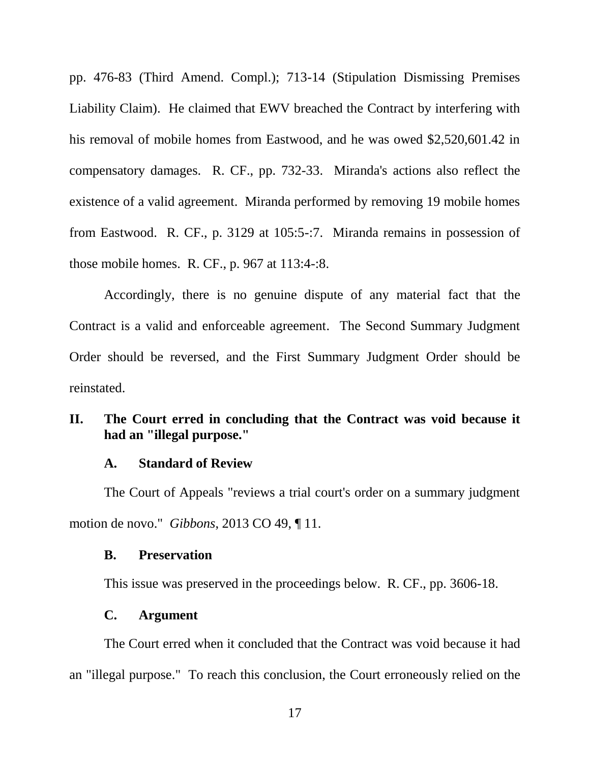pp. 476-83 (Third Amend. Compl.); 713-14 (Stipulation Dismissing Premises Liability Claim). He claimed that EWV breached the Contract by interfering with his removal of mobile homes from Eastwood, and he was owed $2,520,601.42 in compensatory damages. R. CF., pp. 732-33. Miranda's actions also reflect the existence of a valid agreement. Miranda performed by removing 19 mobile homes from Eastwood. R. CF., p. 3129 at 105:5-:7. Miranda remains in possession of those mobile homes. R. CF., p. 967 at 113:4-:8.

Accordingly, there is no genuine dispute of any material fact that the Contract is a valid and enforceable agreement. The Second Summary Judgment Order should be reversed, and the First Summary Judgment Order should be reinstated.

## II. The Court erred in concluding that the Contract was void because it had an "illegal purpose."

### A. Standard of Review

The Court of Appeals "reviews a trial court's order on a summary judgment motion de novo." *Gibbons*, 2013 CO 49, ¶ 11.

### B. Preservation

This issue was preserved in the proceedings below. R. CF., pp. 3606-18.

### C. Argument

The Court erred when it concluded that the Contract was void because it had an "illegal purpose." To reach this conclusion, the Court erroneously relied on the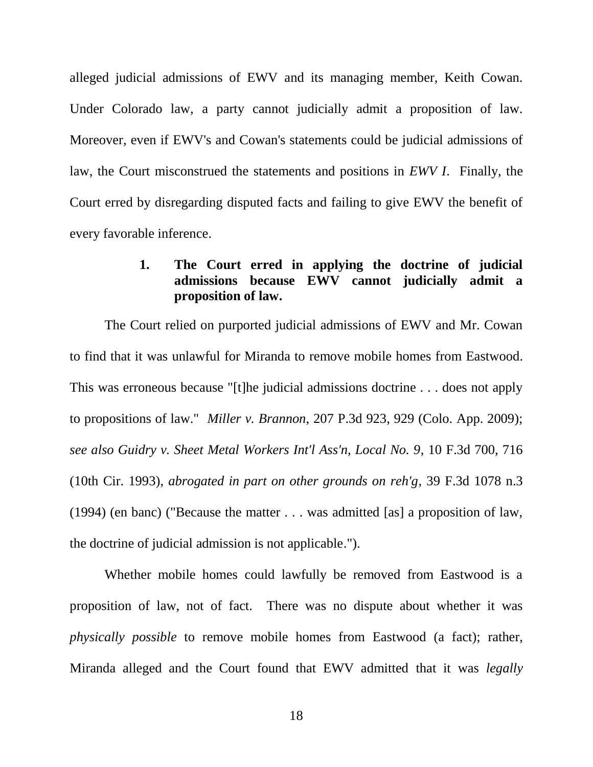alleged judicial admissions of EWV and its managing member, Keith Cowan. Under Colorado law, a party cannot judicially admit a proposition of law. Moreover, even if EWV's and Cowan's statements could be judicial admissions of law, the Court misconstrued the statements and positions in *EWV I*. Finally, the Court erred by disregarding disputed facts and failing to give EWV the benefit of every favorable inference.

### 1. The Court erred in applying the doctrine of judicial admissions because EWV cannot judicially admit a proposition of law.

The Court relied on purported judicial admissions of EWV and Mr. Cowan to find that it was unlawful for Miranda to remove mobile homes from Eastwood. This was erroneous because "[t]he judicial admissions doctrine . . . does not apply to propositions of law." *Miller v. Brannon*, 207 P.3d 923, 929 (Colo. App. 2009); *see also Guidry v. Sheet Metal Workers Int'l Ass'n, Local No. 9*, 10 F.3d 700, 716 (10th Cir. 1993), *abrogated in part on other grounds on reh'g*, 39 F.3d 1078 n.3 (1994) (en banc) ("Because the matter . . . was admitted [as] a proposition of law, the doctrine of judicial admission is not applicable.").

Whether mobile homes could lawfully be removed from Eastwood is a proposition of law, not of fact. There was no dispute about whether it was *physically possible* to remove mobile homes from Eastwood (a fact); rather, Miranda alleged and the Court found that EWV admitted that it was *legally*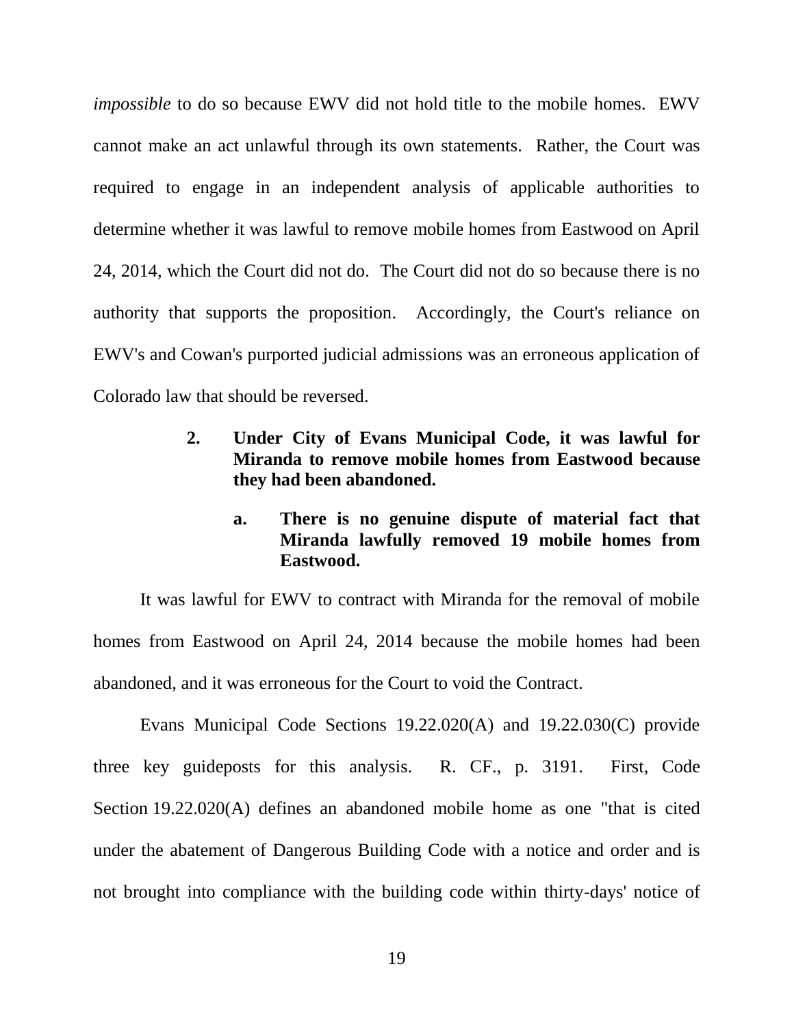*impossible* to do so because EWV did not hold title to the mobile homes. EWV cannot make an act unlawful through its own statements. Rather, the Court was required to engage in an independent analysis of applicable authorities to determine whether it was lawful to remove mobile homes from Eastwood on April 24, 2014, which the Court did not do. The Court did not do so because there is no authority that supports the proposition. Accordingly, the Court's reliance on EWV's and Cowan's purported judicial admissions was an erroneous application of Colorado law that should be reversed.

### 2. Under City of Evans Municipal Code, it was lawful for Miranda to remove mobile homes from Eastwood because they had been abandoned.

#### a. There is no genuine dispute of material fact that Miranda lawfully removed 19 mobile homes from Eastwood.

It was lawful for EWV to contract with Miranda for the removal of mobile homes from Eastwood on April 24, 2014 because the mobile homes had been abandoned, and it was erroneous for the Court to void the Contract.

Evans Municipal Code Sections 19.22.020(A) and 19.22.030(C) provide three key guideposts for this analysis. R. CF., p. 3191. First, Code Section 19.22.020(A) defines an abandoned mobile home as one "that is cited under the abatement of Dangerous Building Code with a notice and order and is not brought into compliance with the building code within thirty-days' notice of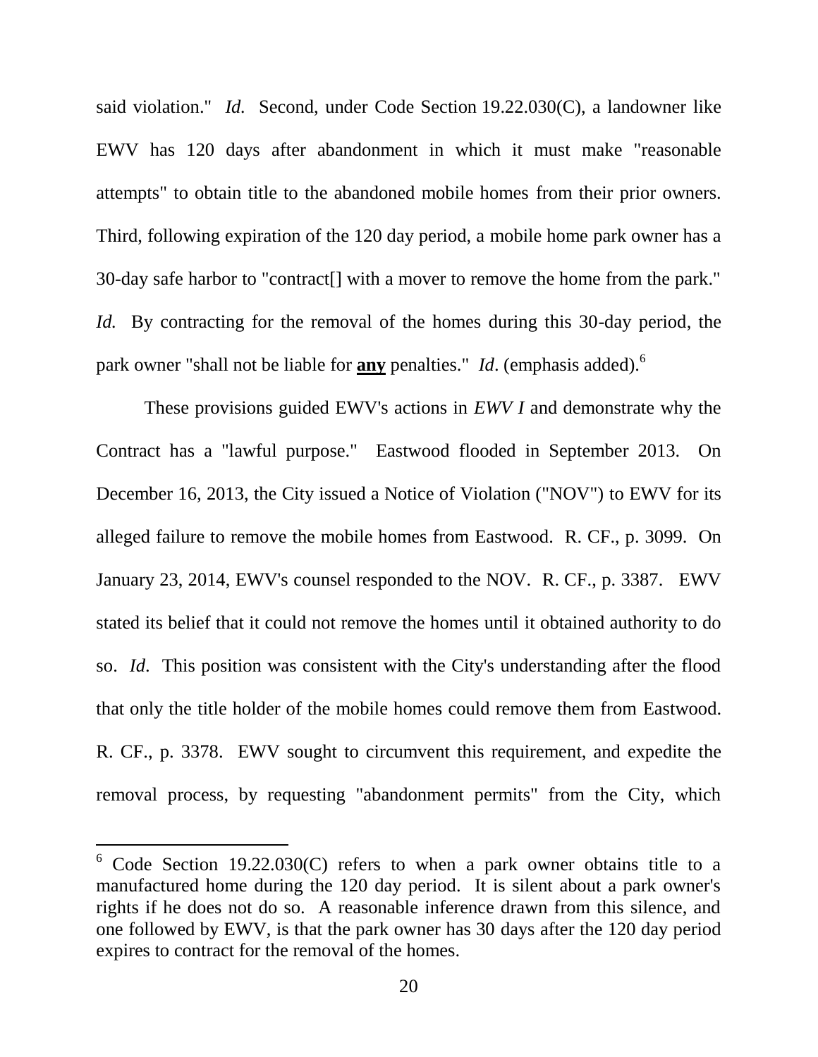said violation." *Id.* Second, under Code Section 19.22.030(C), a landowner like EWV has 120 days after abandonment in which it must make "reasonable attempts" to obtain title to the abandoned mobile homes from their prior owners. Third, following expiration of the 120 day period, a mobile home park owner has a 30-day safe harbor to "contract[] with a mover to remove the home from the park." *Id.* By contracting for the removal of the homes during this 30-day period, the park owner "shall not be liable for **any** penalties." *Id*. (emphasis added).[6]

These provisions guided EWV's actions in *EWV I* and demonstrate why the Contract has a "lawful purpose." Eastwood flooded in September 2013. On December 16, 2013, the City issued a Notice of Violation ("NOV") to EWV for its alleged failure to remove the mobile homes from Eastwood. R. CF., p. 3099. On January 23, 2014, EWV's counsel responded to the NOV. R. CF., p. 3387. EWV stated its belief that it could not remove the homes until it obtained authority to do so. *Id*. This position was consistent with the City's understanding after the flood that only the title holder of the mobile homes could remove them from Eastwood. R. CF., p. 3378. EWV sought to circumvent this requirement, and expedite the removal process, by requesting "abandonment permits" from the City, which

[6] Code Section 19.22.030(C) refers to when a park owner obtains title to a manufactured home during the 120 day period. It is silent about a park owner's rights if he does not do so. A reasonable inference drawn from this silence, and one followed by EWV, is that the park owner has 30 days after the 120 day period expires to contract for the removal of the homes.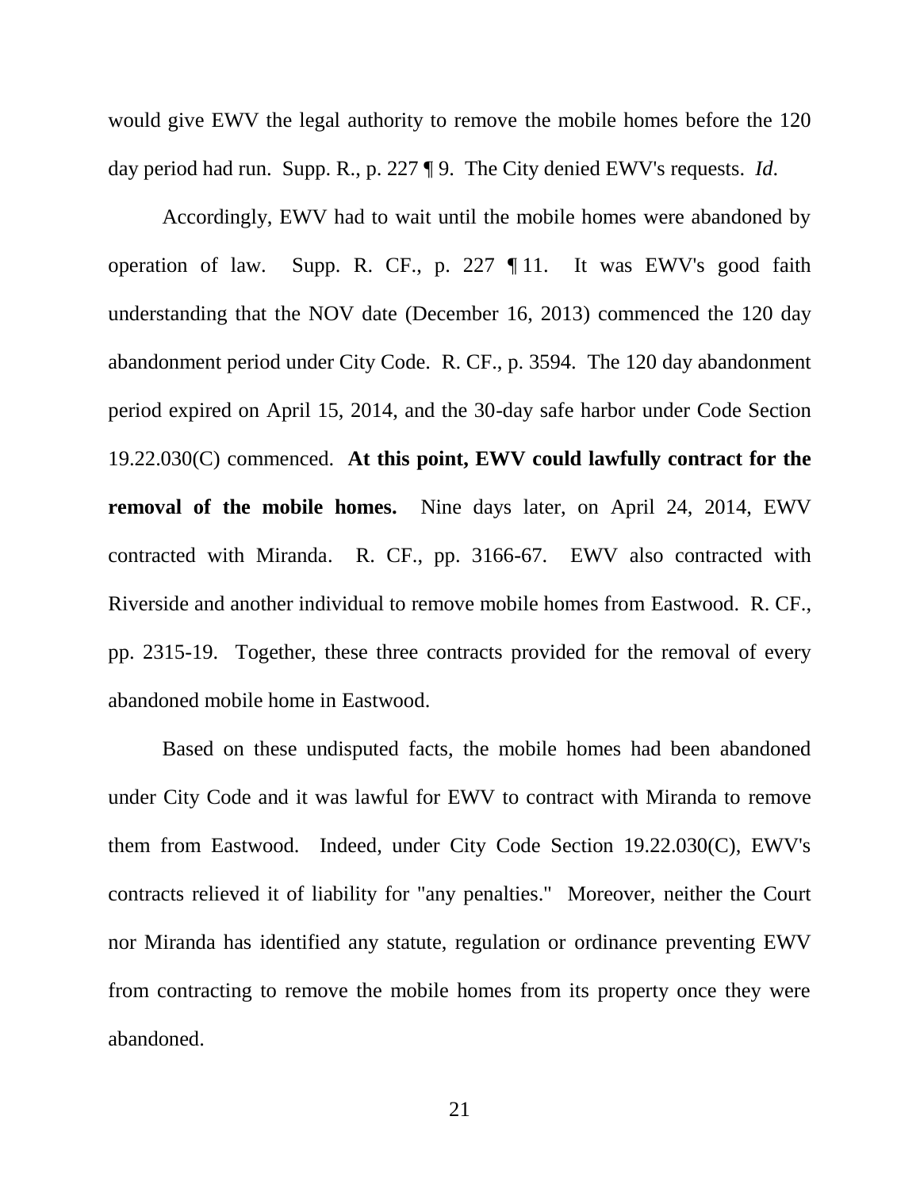would give EWV the legal authority to remove the mobile homes before the 120 day period had run. Supp. R., p. 227 ¶ 9. The City denied EWV's requests. *Id*.

Accordingly, EWV had to wait until the mobile homes were abandoned by operation of law. Supp. R. CF., p. 227 ¶ 11. It was EWV's good faith understanding that the NOV date (December 16, 2013) commenced the 120 day abandonment period under City Code. R. CF., p. 3594. The 120 day abandonment period expired on April 15, 2014, and the 30-day safe harbor under Code Section 19.22.030(C) commenced. **At this point, EWV could lawfully contract for the removal of the mobile homes.** Nine days later, on April 24, 2014, EWV contracted with Miranda. R. CF., pp. 3166-67. EWV also contracted with Riverside and another individual to remove mobile homes from Eastwood. R. CF., pp. 2315-19. Together, these three contracts provided for the removal of every abandoned mobile home in Eastwood.

Based on these undisputed facts, the mobile homes had been abandoned under City Code and it was lawful for EWV to contract with Miranda to remove them from Eastwood. Indeed, under City Code Section 19.22.030(C), EWV's contracts relieved it of liability for "any penalties." Moreover, neither the Court nor Miranda has identified any statute, regulation or ordinance preventing EWV from contracting to remove the mobile homes from its property once they were abandoned.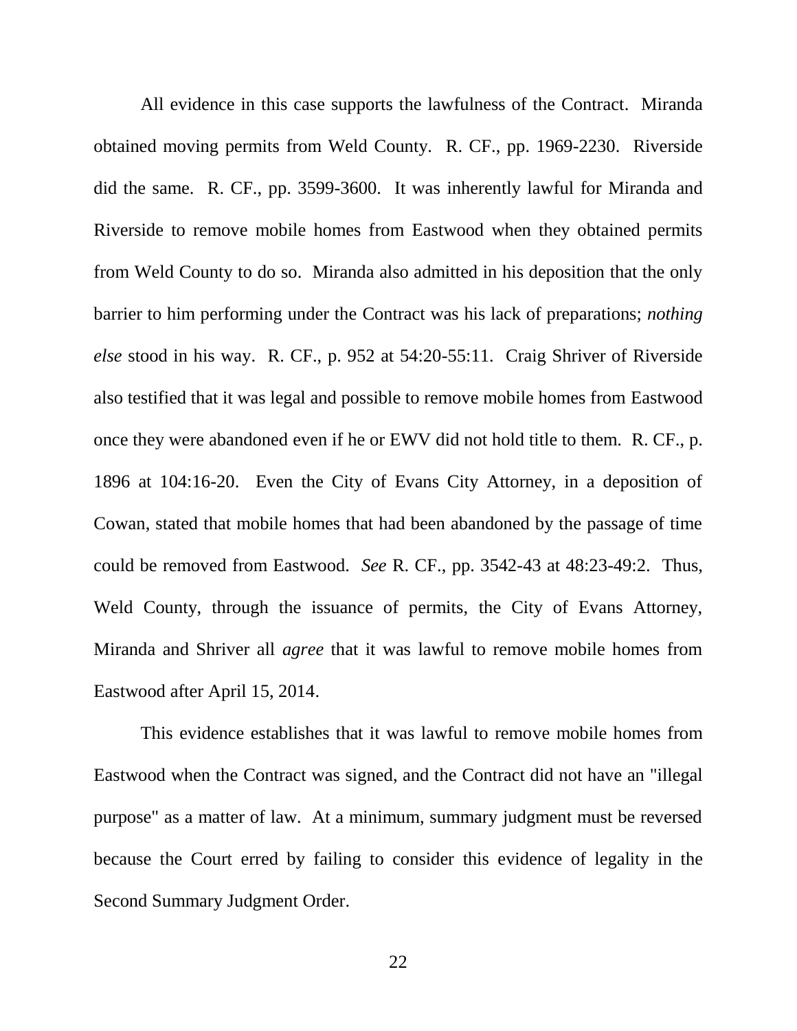All evidence in this case supports the lawfulness of the Contract. Miranda obtained moving permits from Weld County. R. CF., pp. 1969-2230. Riverside did the same. R. CF., pp. 3599-3600. It was inherently lawful for Miranda and Riverside to remove mobile homes from Eastwood when they obtained permits from Weld County to do so. Miranda also admitted in his deposition that the only barrier to him performing under the Contract was his lack of preparations; *nothing else* stood in his way. R. CF., p. 952 at 54:20-55:11. Craig Shriver of Riverside also testified that it was legal and possible to remove mobile homes from Eastwood once they were abandoned even if he or EWV did not hold title to them. R. CF., p. 1896 at 104:16-20. Even the City of Evans City Attorney, in a deposition of Cowan, stated that mobile homes that had been abandoned by the passage of time could be removed from Eastwood. *See* R. CF., pp. 3542-43 at 48:23-49:2. Thus, Weld County, through the issuance of permits, the City of Evans Attorney, Miranda and Shriver all *agree* that it was lawful to remove mobile homes from Eastwood after April 15, 2014.

This evidence establishes that it was lawful to remove mobile homes from Eastwood when the Contract was signed, and the Contract did not have an "illegal purpose" as a matter of law. At a minimum, summary judgment must be reversed because the Court erred by failing to consider this evidence of legality in the Second Summary Judgment Order.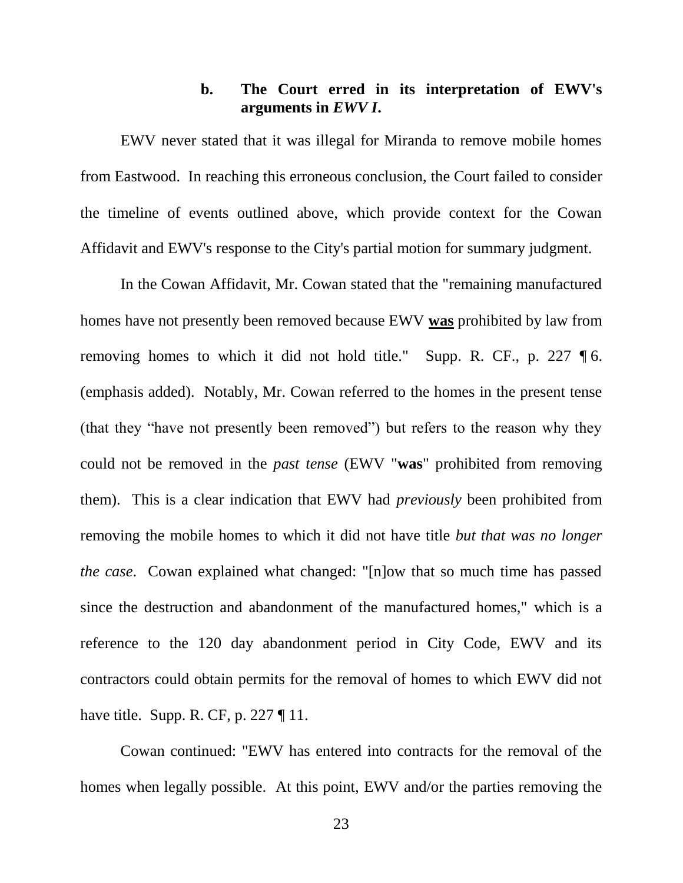#### b. The Court erred in its interpretation of EWV's arguments in *EWV I*.

EWV never stated that it was illegal for Miranda to remove mobile homes from Eastwood. In reaching this erroneous conclusion, the Court failed to consider the timeline of events outlined above, which provide context for the Cowan Affidavit and EWV's response to the City's partial motion for summary judgment.

In the Cowan Affidavit, Mr. Cowan stated that the "remaining manufactured homes have not presently been removed because EWV **<u>was</u>** prohibited by law from removing homes to which it did not hold title." Supp. R. CF., p. 227 ¶ 6. (emphasis added). Notably, Mr. Cowan referred to the homes in the present tense (that they "have not presently been removed") but refers to the reason why they could not be removed in the *past tense* (EWV "**was**" prohibited from removing them). This is a clear indication that EWV had *previously* been prohibited from removing the mobile homes to which it did not have title *but that was no longer the case*. Cowan explained what changed: "[n]ow that so much time has passed since the destruction and abandonment of the manufactured homes," which is a reference to the 120 day abandonment period in City Code, EWV and its contractors could obtain permits for the removal of homes to which EWV did not have title. Supp. R. CF, p. 227 ¶ 11.

Cowan continued: "EWV has entered into contracts for the removal of the homes when legally possible. At this point, EWV and/or the parties removing the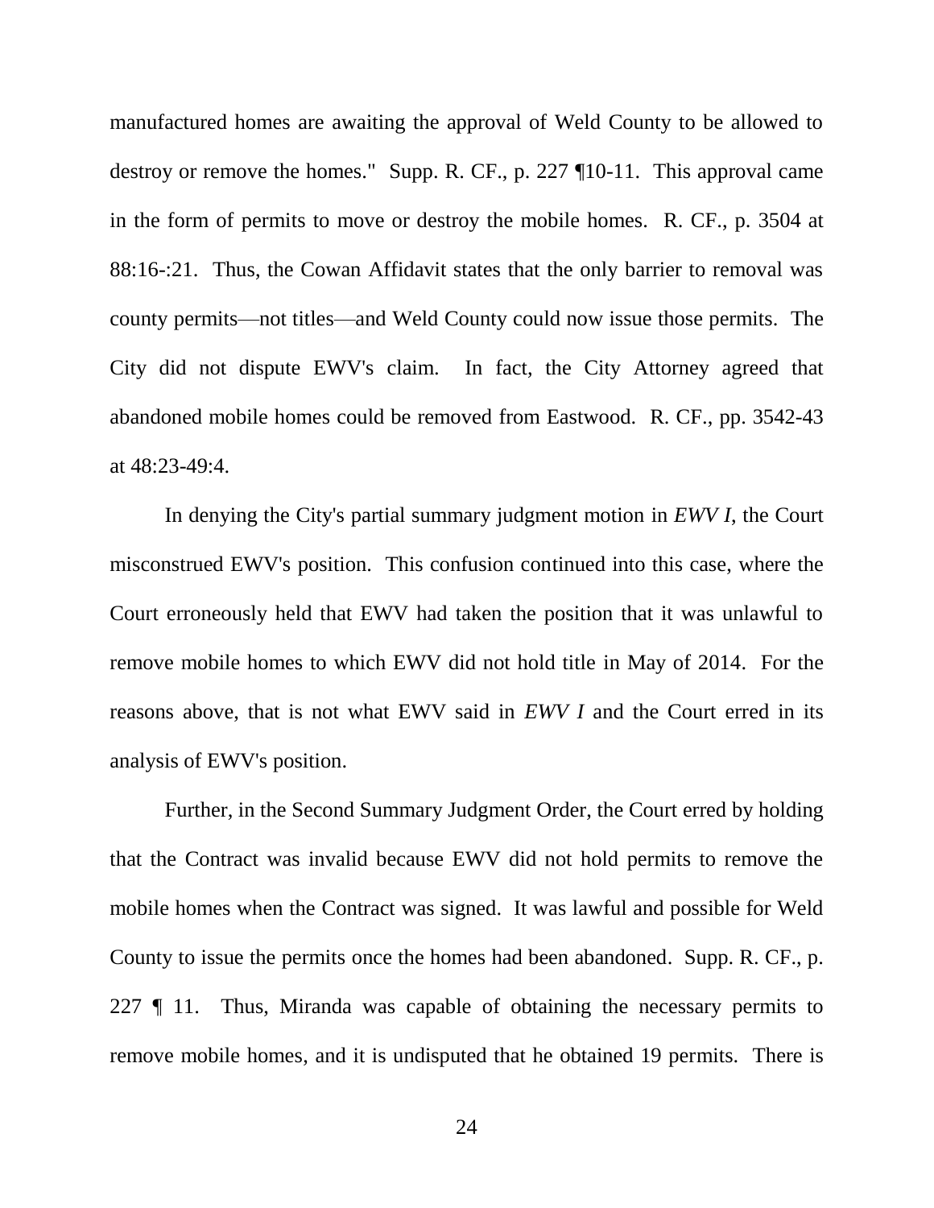manufactured homes are awaiting the approval of Weld County to be allowed to destroy or remove the homes." Supp. R. CF., p. 227 ¶10-11. This approval came in the form of permits to move or destroy the mobile homes. R. CF., p. 3504 at 88:16-:21. Thus, the Cowan Affidavit states that the only barrier to removal was county permits—not titles—and Weld County could now issue those permits. The City did not dispute EWV's claim. In fact, the City Attorney agreed that abandoned mobile homes could be removed from Eastwood. R. CF., pp. 3542-43 at 48:23-49:4.

In denying the City's partial summary judgment motion in *EWV I*, the Court misconstrued EWV's position. This confusion continued into this case, where the Court erroneously held that EWV had taken the position that it was unlawful to remove mobile homes to which EWV did not hold title in May of 2014. For the reasons above, that is not what EWV said in *EWV I* and the Court erred in its analysis of EWV's position.

Further, in the Second Summary Judgment Order, the Court erred by holding that the Contract was invalid because EWV did not hold permits to remove the mobile homes when the Contract was signed. It was lawful and possible for Weld County to issue the permits once the homes had been abandoned. Supp. R. CF., p. 227 ¶ 11. Thus, Miranda was capable of obtaining the necessary permits to remove mobile homes, and it is undisputed that he obtained 19 permits. There is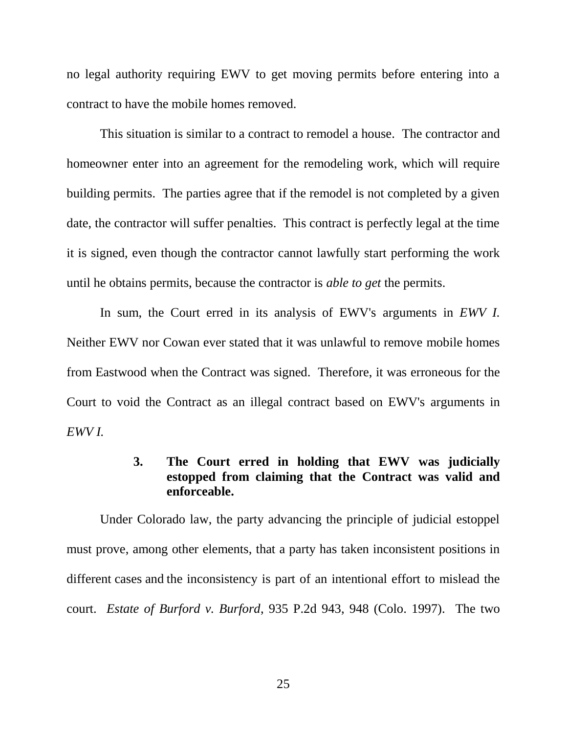no legal authority requiring EWV to get moving permits before entering into a contract to have the mobile homes removed.

This situation is similar to a contract to remodel a house. The contractor and homeowner enter into an agreement for the remodeling work, which will require building permits. The parties agree that if the remodel is not completed by a given date, the contractor will suffer penalties. This contract is perfectly legal at the time it is signed, even though the contractor cannot lawfully start performing the work until he obtains permits, because the contractor is *able to get* the permits.

In sum, the Court erred in its analysis of EWV's arguments in *EWV I*. Neither EWV nor Cowan ever stated that it was unlawful to remove mobile homes from Eastwood when the Contract was signed. Therefore, it was erroneous for the Court to void the Contract as an illegal contract based on EWV's arguments in *EWV I.*

### 3. The Court erred in holding that EWV was judicially estopped from claiming that the Contract was valid and enforceable.

Under Colorado law, the party advancing the principle of judicial estoppel must prove, among other elements, that a party has taken inconsistent positions in different cases and the inconsistency is part of an intentional effort to mislead the court. *Estate of Burford v. Burford*, 935 P.2d 943, 948 (Colo. 1997). The two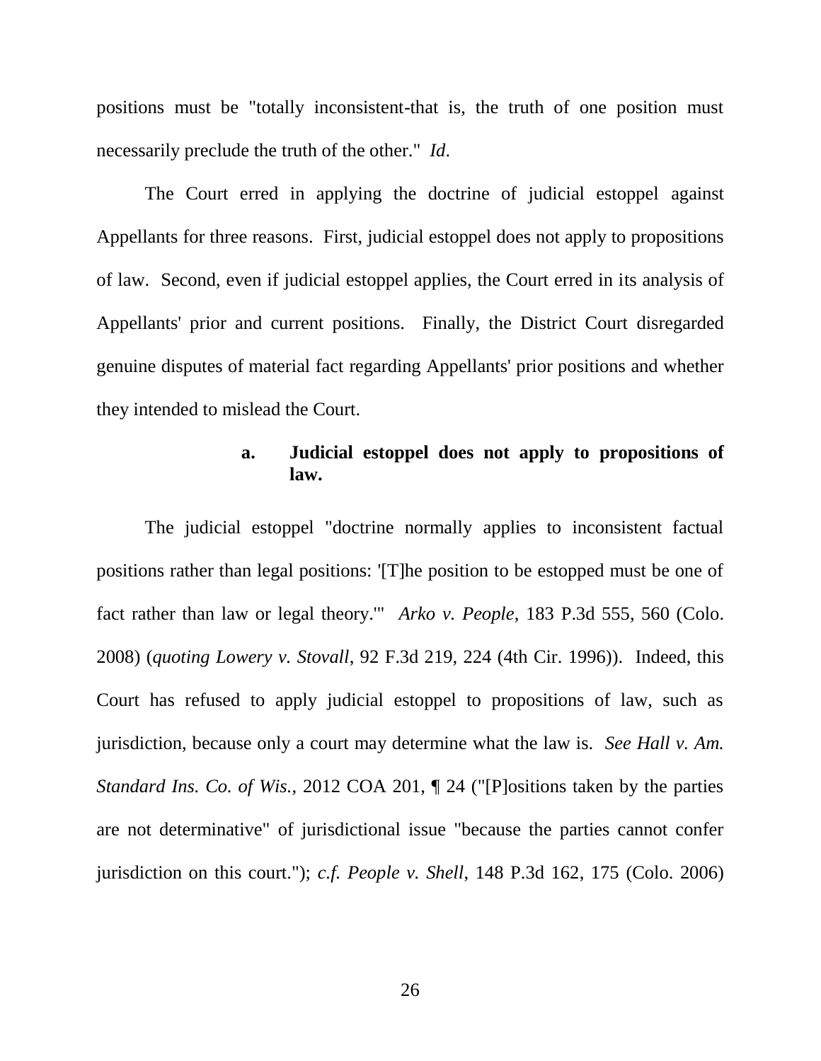positions must be "totally inconsistent-that is, the truth of one position must necessarily preclude the truth of the other." *Id*.

The Court erred in applying the doctrine of judicial estoppel against Appellants for three reasons. First, judicial estoppel does not apply to propositions of law. Second, even if judicial estoppel applies, the Court erred in its analysis of Appellants' prior and current positions. Finally, the District Court disregarded genuine disputes of material fact regarding Appellants' prior positions and whether they intended to mislead the Court.

**a. Judicial estoppel does not apply to propositions of law.**

The judicial estoppel "doctrine normally applies to inconsistent factual positions rather than legal positions: '[T]he position to be estopped must be one of fact rather than law or legal theory.'" *Arko v. People*, 183 P.3d 555, 560 (Colo. 2008) (*quoting Lowery v. Stovall*, 92 F.3d 219, 224 (4th Cir. 1996)). Indeed, this Court has refused to apply judicial estoppel to propositions of law, such as jurisdiction, because only a court may determine what the law is. *See Hall v. Am. Standard Ins. Co. of Wis.*, 2012 COA 201, ¶ 24 ("[P]ositions taken by the parties are not determinative" of jurisdictional issue "because the parties cannot confer jurisdiction on this court."); *c.f. People v. Shell*, 148 P.3d 162, 175 (Colo. 2006)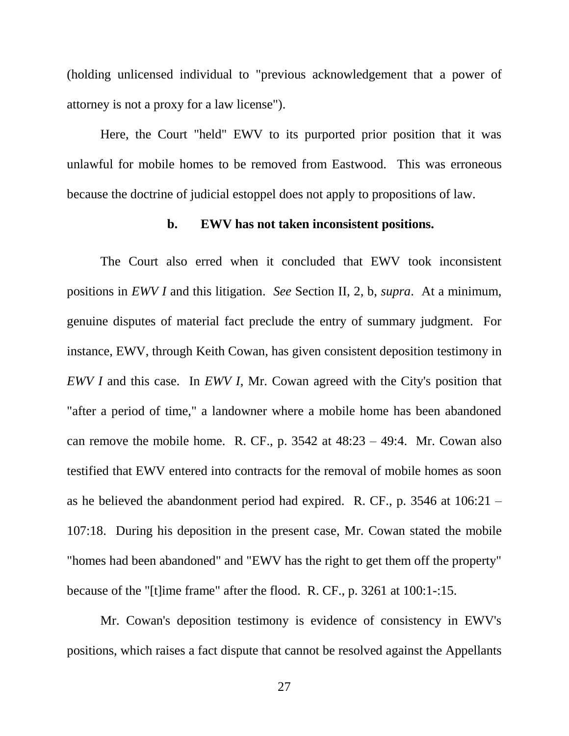(holding unlicensed individual to "previous acknowledgement that a power of attorney is not a proxy for a law license").

Here, the Court "held" EWV to its purported prior position that it was unlawful for mobile homes to be removed from Eastwood. This was erroneous because the doctrine of judicial estoppel does not apply to propositions of law.

**b. EWV has not taken inconsistent positions.**

The Court also erred when it concluded that EWV took inconsistent positions in *EWV I* and this litigation. *See* Section II, 2, b, *supra*. At a minimum, genuine disputes of material fact preclude the entry of summary judgment. For instance, EWV, through Keith Cowan, has given consistent deposition testimony in *EWV I* and this case. In *EWV I*, Mr. Cowan agreed with the City's position that "after a period of time," a landowner where a mobile home has been abandoned can remove the mobile home. R. CF., p. 3542 at 48:23 – 49:4. Mr. Cowan also testified that EWV entered into contracts for the removal of mobile homes as soon as he believed the abandonment period had expired. R. CF., p. 3546 at 106:21 – 107:18. During his deposition in the present case, Mr. Cowan stated the mobile "homes had been abandoned" and "EWV has the right to get them off the property" because of the "[t]ime frame" after the flood. R. CF., p. 3261 at 100:1-:15.

Mr. Cowan's deposition testimony is evidence of consistency in EWV's positions, which raises a fact dispute that cannot be resolved against the Appellants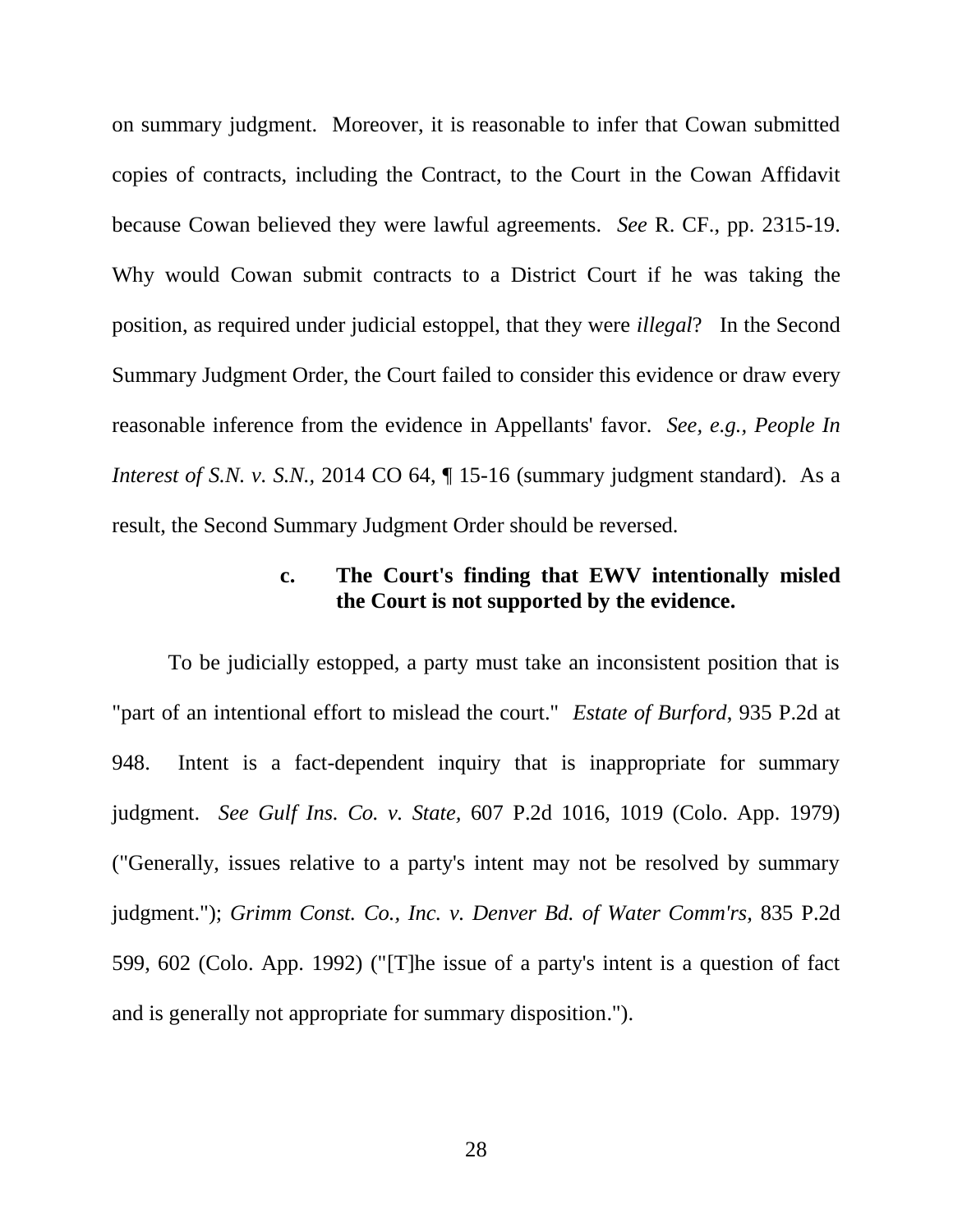on summary judgment. Moreover, it is reasonable to infer that Cowan submitted copies of contracts, including the Contract, to the Court in the Cowan Affidavit because Cowan believed they were lawful agreements. *See* R. CF., pp. 2315-19. Why would Cowan submit contracts to a District Court if he was taking the position, as required under judicial estoppel, that they were *illegal*? In the Second Summary Judgment Order, the Court failed to consider this evidence or draw every reasonable inference from the evidence in Appellants' favor. *See, e.g., People In Interest of S.N. v. S.N.,* 2014 CO 64, ¶ 15-16 (summary judgment standard). As a result, the Second Summary Judgment Order should be reversed.

**c. The Court's finding that EWV intentionally misled the Court is not supported by the evidence.**

To be judicially estopped, a party must take an inconsistent position that is "part of an intentional effort to mislead the court." *Estate of Burford*, 935 P.2d at 948. Intent is a fact-dependent inquiry that is inappropriate for summary judgment. *See Gulf Ins. Co. v. State,* 607 P.2d 1016, 1019 (Colo. App. 1979) ("Generally, issues relative to a party's intent may not be resolved by summary judgment."); *Grimm Const. Co., Inc. v. Denver Bd. of Water Comm'rs,* 835 P.2d 599, 602 (Colo. App. 1992) ("[T]he issue of a party's intent is a question of fact and is generally not appropriate for summary disposition.").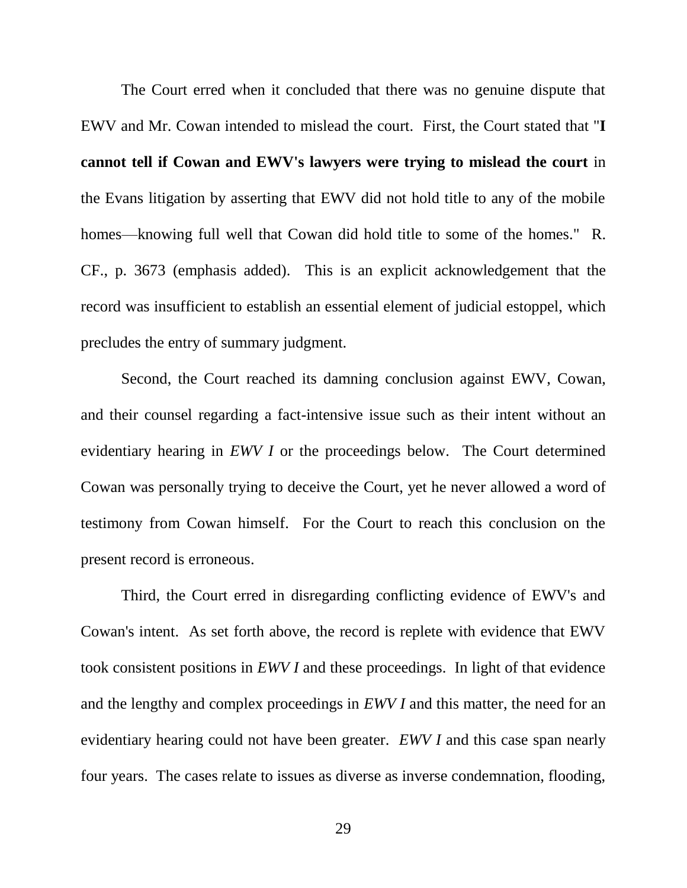The Court erred when it concluded that there was no genuine dispute that EWV and Mr. Cowan intended to mislead the court. First, the Court stated that "**I cannot tell if Cowan and EWV's lawyers were trying to mislead the court** in the Evans litigation by asserting that EWV did not hold title to any of the mobile homes—knowing full well that Cowan did hold title to some of the homes." R. CF., p. 3673 (emphasis added). This is an explicit acknowledgement that the record was insufficient to establish an essential element of judicial estoppel, which precludes the entry of summary judgment.

Second, the Court reached its damning conclusion against EWV, Cowan, and their counsel regarding a fact-intensive issue such as their intent without an evidentiary hearing in *EWV I* or the proceedings below. The Court determined Cowan was personally trying to deceive the Court, yet he never allowed a word of testimony from Cowan himself. For the Court to reach this conclusion on the present record is erroneous.

Third, the Court erred in disregarding conflicting evidence of EWV's and Cowan's intent. As set forth above, the record is replete with evidence that EWV took consistent positions in *EWV I* and these proceedings. In light of that evidence and the lengthy and complex proceedings in *EWV I* and this matter, the need for an evidentiary hearing could not have been greater. *EWV I* and this case span nearly four years. The cases relate to issues as diverse as inverse condemnation, flooding,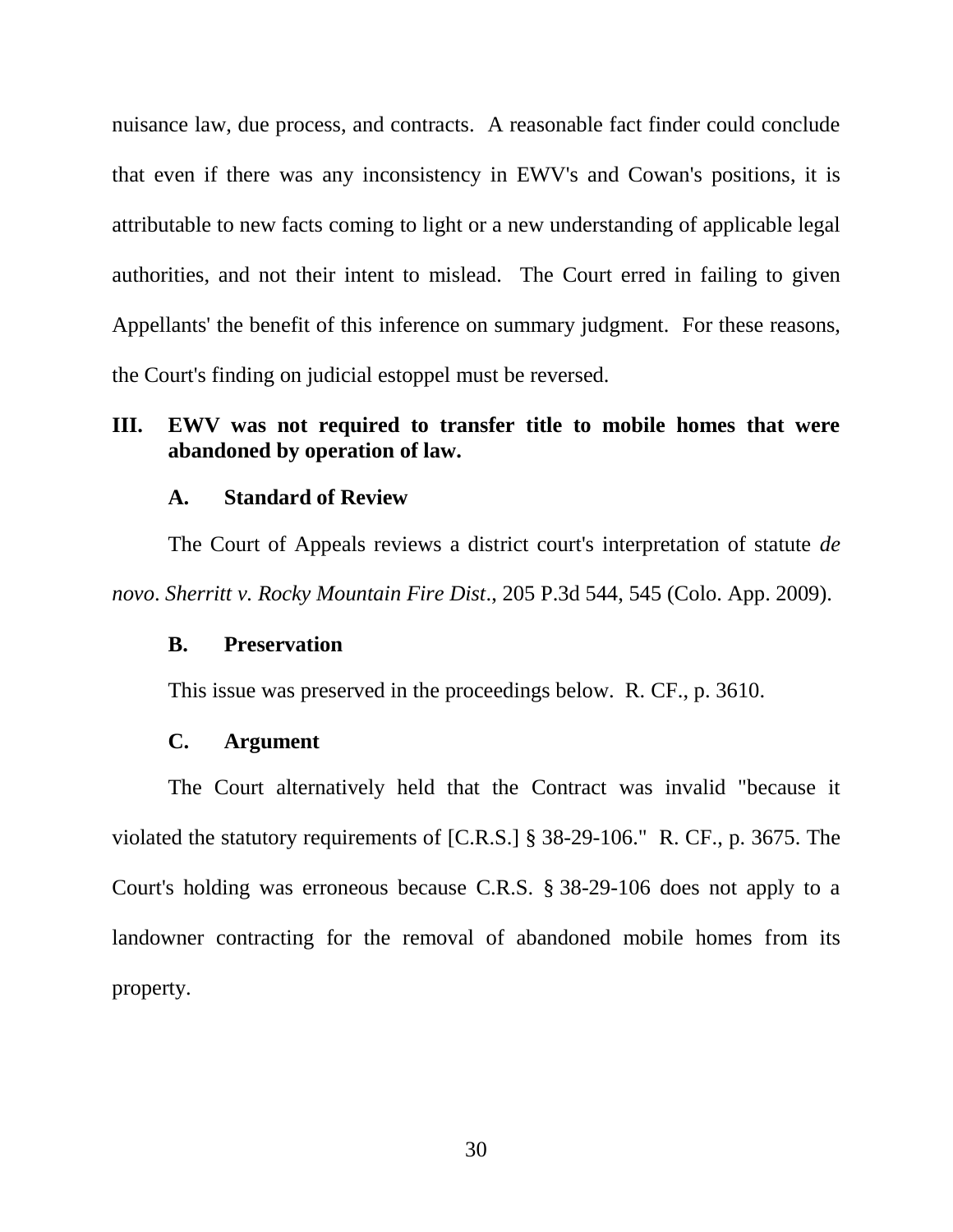nuisance law, due process, and contracts. A reasonable fact finder could conclude that even if there was any inconsistency in EWV's and Cowan's positions, it is attributable to new facts coming to light or a new understanding of applicable legal authorities, and not their intent to mislead. The Court erred in failing to given Appellants' the benefit of this inference on summary judgment. For these reasons, the Court's finding on judicial estoppel must be reversed.

## III. EWV was not required to transfer title to mobile homes that were abandoned by operation of law.

### A. Standard of Review

The Court of Appeals reviews a district court's interpretation of statute *de novo*. *Sherritt v. Rocky Mountain Fire Dist*., 205 P.3d 544, 545 (Colo. App. 2009).

### B. Preservation

This issue was preserved in the proceedings below. R. CF., p. 3610.

### C. Argument

The Court alternatively held that the Contract was invalid "because it violated the statutory requirements of [C.R.S.] § 38-29-106." R. CF., p. 3675. The Court's holding was erroneous because C.R.S. § 38-29-106 does not apply to a landowner contracting for the removal of abandoned mobile homes from its property.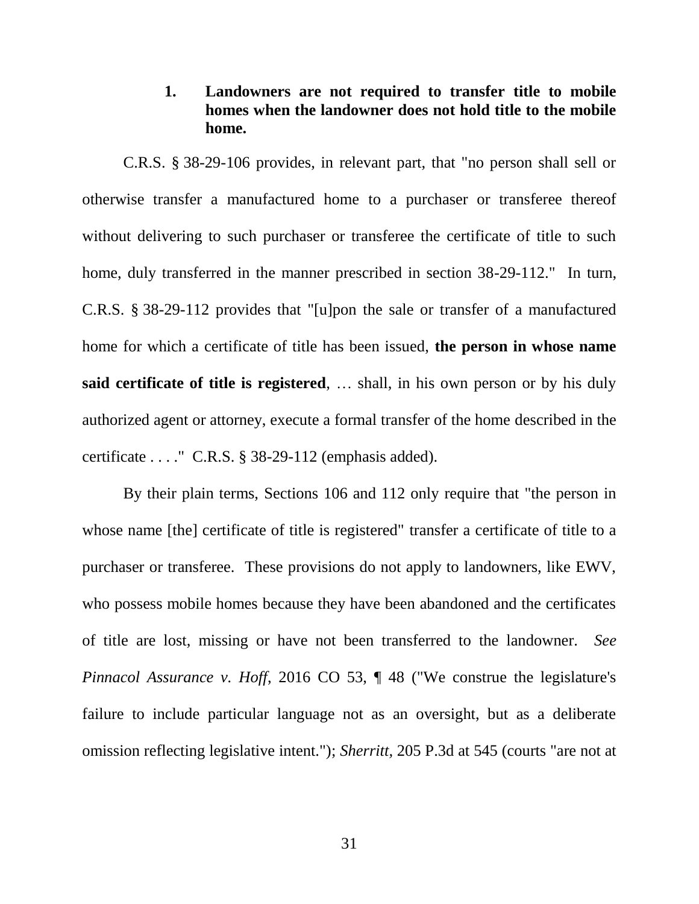### 1. Landowners are not required to transfer title to mobile homes when the landowner does not hold title to the mobile home.

C.R.S. § 38-29-106 provides, in relevant part, that "no person shall sell or otherwise transfer a manufactured home to a purchaser or transferee thereof without delivering to such purchaser or transferee the certificate of title to such home, duly transferred in the manner prescribed in section 38-29-112." In turn, C.R.S. § 38-29-112 provides that "[u]pon the sale or transfer of a manufactured home for which a certificate of title has been issued, **the person in whose name said certificate of title is registered**, … shall, in his own person or by his duly authorized agent or attorney, execute a formal transfer of the home described in the certificate . . . ." C.R.S. § 38-29-112 (emphasis added).

By their plain terms, Sections 106 and 112 only require that "the person in whose name [the] certificate of title is registered" transfer a certificate of title to a purchaser or transferee. These provisions do not apply to landowners, like EWV, who possess mobile homes because they have been abandoned and the certificates of title are lost, missing or have not been transferred to the landowner. *See Pinnacol Assurance v. Hoff*, 2016 CO 53, ¶ 48 ("We construe the legislature's failure to include particular language not as an oversight, but as a deliberate omission reflecting legislative intent."); *Sherritt*, 205 P.3d at 545 (courts "are not at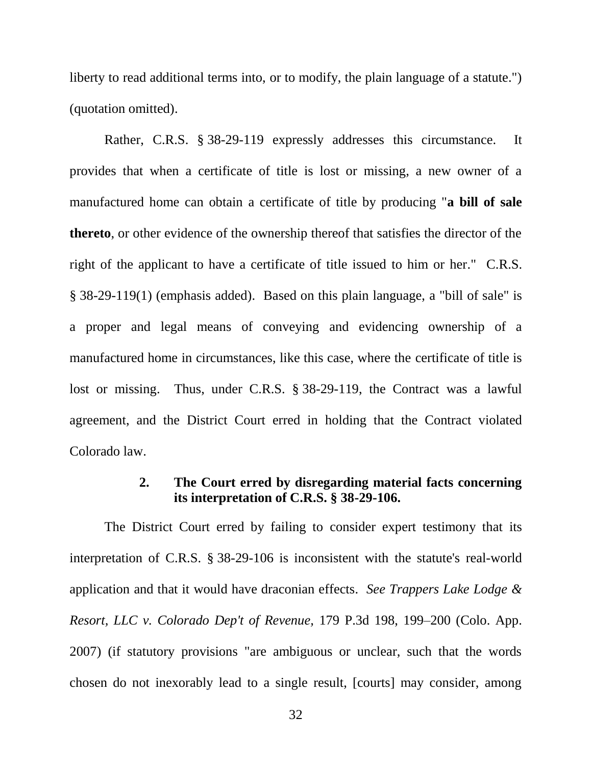liberty to read additional terms into, or to modify, the plain language of a statute.") (quotation omitted).

Rather, C.R.S. § 38-29-119 expressly addresses this circumstance. It provides that when a certificate of title is lost or missing, a new owner of a manufactured home can obtain a certificate of title by producing "**a bill of sale thereto**, or other evidence of the ownership thereof that satisfies the director of the right of the applicant to have a certificate of title issued to him or her." C.R.S. § 38-29-119(1) (emphasis added). Based on this plain language, a "bill of sale" is a proper and legal means of conveying and evidencing ownership of a manufactured home in circumstances, like this case, where the certificate of title is lost or missing. Thus, under C.R.S. § 38-29-119, the Contract was a lawful agreement, and the District Court erred in holding that the Contract violated Colorado law.

#### 2. The Court erred by disregarding material facts concerning its interpretation of C.R.S. § 38-29-106.

The District Court erred by failing to consider expert testimony that its interpretation of C.R.S. § 38-29-106 is inconsistent with the statute's real-world application and that it would have draconian effects. *See Trappers Lake Lodge & Resort, LLC v. Colorado Dep't of Revenue,* 179 P.3d 198, 199–200 (Colo. App. 2007) (if statutory provisions "are ambiguous or unclear, such that the words chosen do not inexorably lead to a single result, [courts] may consider, among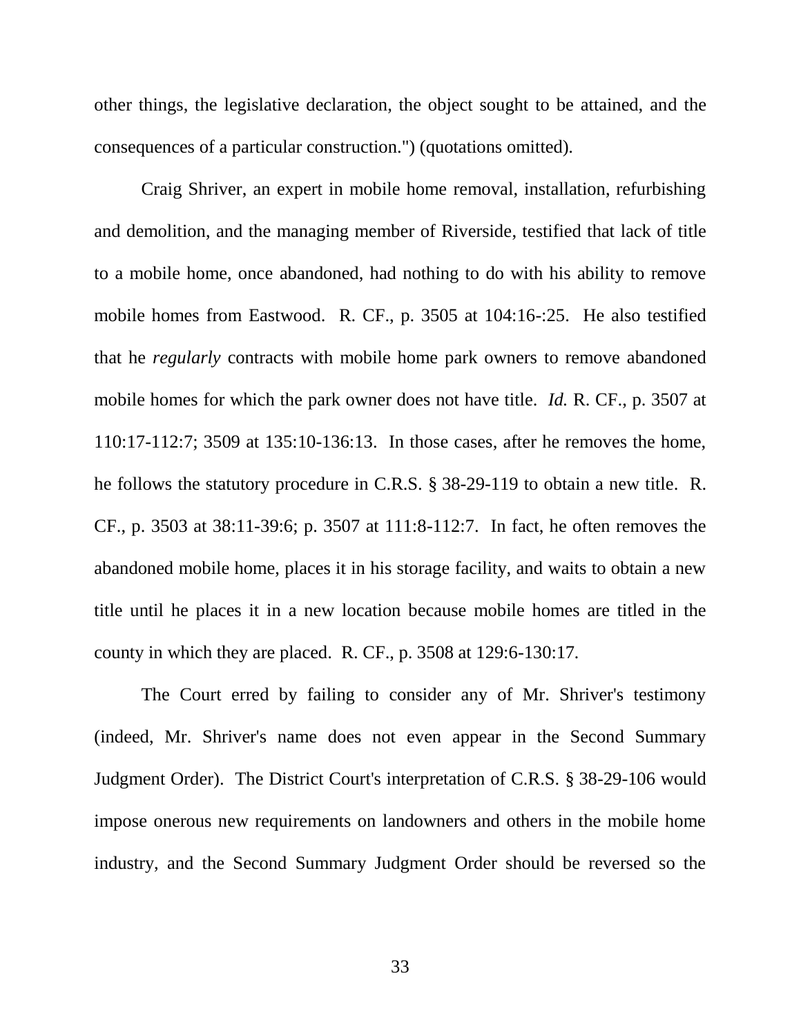other things, the legislative declaration, the object sought to be attained, and the consequences of a particular construction.") (quotations omitted).

Craig Shriver, an expert in mobile home removal, installation, refurbishing and demolition, and the managing member of Riverside, testified that lack of title to a mobile home, once abandoned, had nothing to do with his ability to remove mobile homes from Eastwood. R. CF., p. 3505 at 104:16-:25. He also testified that he *regularly* contracts with mobile home park owners to remove abandoned mobile homes for which the park owner does not have title. *Id.* R. CF., p. 3507 at 110:17-112:7; 3509 at 135:10-136:13. In those cases, after he removes the home, he follows the statutory procedure in C.R.S. § 38-29-119 to obtain a new title. R. CF., p. 3503 at 38:11-39:6; p. 3507 at 111:8-112:7. In fact, he often removes the abandoned mobile home, places it in his storage facility, and waits to obtain a new title until he places it in a new location because mobile homes are titled in the county in which they are placed. R. CF., p. 3508 at 129:6-130:17.

The Court erred by failing to consider any of Mr. Shriver's testimony (indeed, Mr. Shriver's name does not even appear in the Second Summary Judgment Order). The District Court's interpretation of C.R.S. § 38-29-106 would impose onerous new requirements on landowners and others in the mobile home industry, and the Second Summary Judgment Order should be reversed so the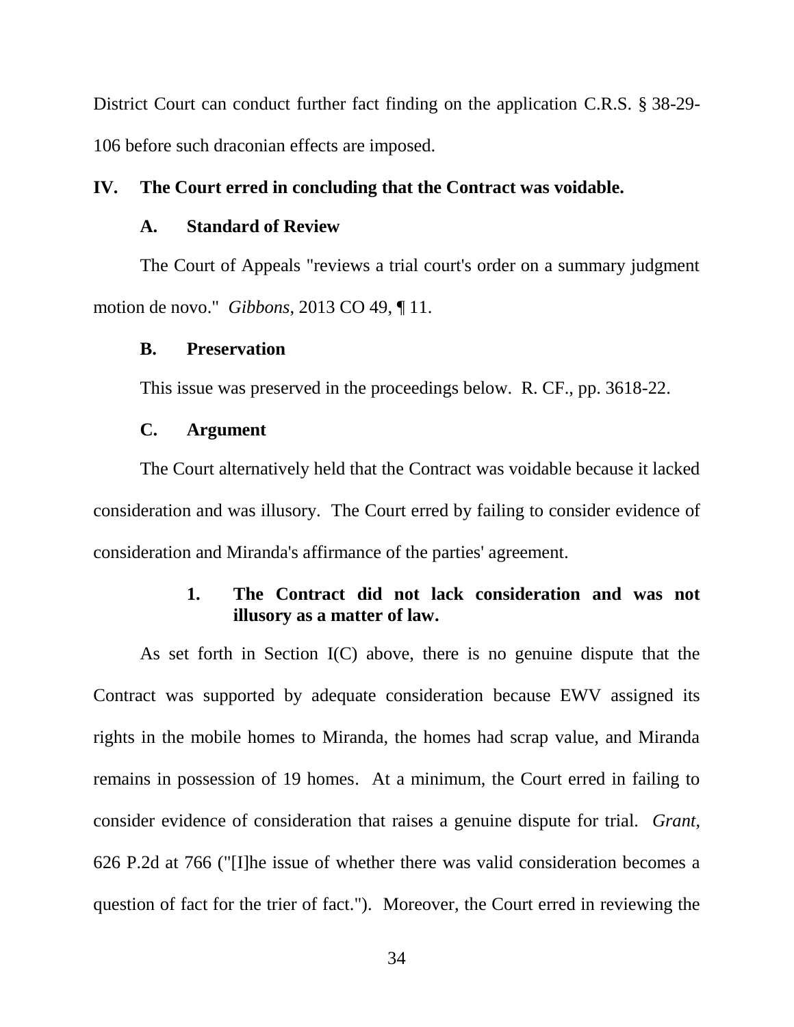District Court can conduct further fact finding on the application C.R.S. § 38-29-106 before such draconian effects are imposed.

## IV. The Court erred in concluding that the Contract was voidable.

### A. Standard of Review

The Court of Appeals "reviews a trial court's order on a summary judgment motion de novo." *Gibbons*, 2013 CO 49, ¶ 11.

### B. Preservation

This issue was preserved in the proceedings below. R. CF., pp. 3618-22.

### C. Argument

The Court alternatively held that the Contract was voidable because it lacked consideration and was illusory. The Court erred by failing to consider evidence of consideration and Miranda's affirmance of the parties' agreement.

#### 1. The Contract did not lack consideration and was not illusory as a matter of law.

As set forth in Section I(C) above, there is no genuine dispute that the Contract was supported by adequate consideration because EWV assigned its rights in the mobile homes to Miranda, the homes had scrap value, and Miranda remains in possession of 19 homes. At a minimum, the Court erred in failing to consider evidence of consideration that raises a genuine dispute for trial. *Grant*, 626 P.2d at 766 ("[I]he issue of whether there was valid consideration becomes a question of fact for the trier of fact."). Moreover, the Court erred in reviewing the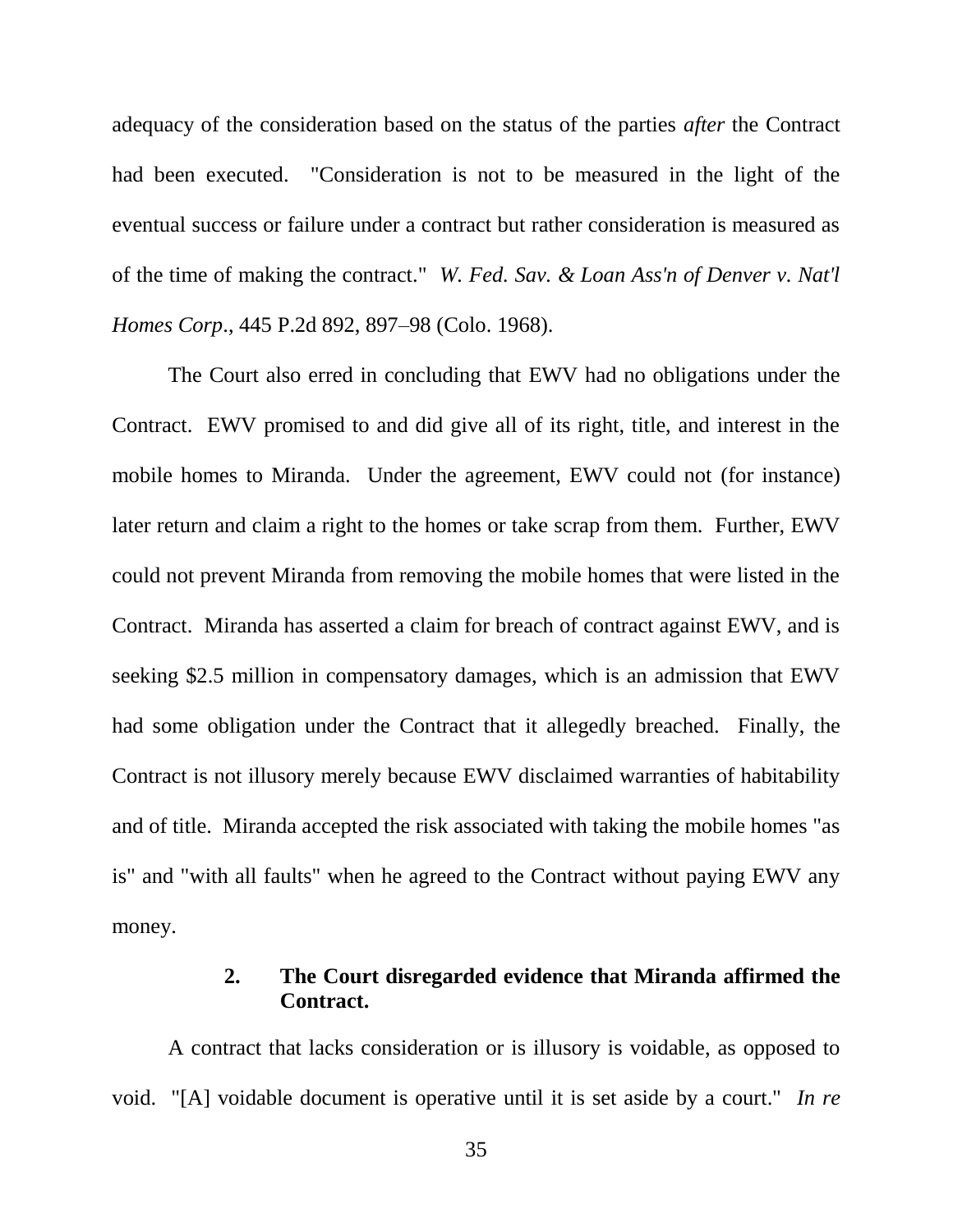adequacy of the consideration based on the status of the parties *after* the Contract had been executed. "Consideration is not to be measured in the light of the eventual success or failure under a contract but rather consideration is measured as of the time of making the contract." *W. Fed. Sav. & Loan Ass'n of Denver v. Nat'l Homes Corp*., 445 P.2d 892, 897–98 (Colo. 1968).

The Court also erred in concluding that EWV had no obligations under the Contract. EWV promised to and did give all of its right, title, and interest in the mobile homes to Miranda. Under the agreement, EWV could not (for instance) later return and claim a right to the homes or take scrap from them. Further, EWV could not prevent Miranda from removing the mobile homes that were listed in the Contract. Miranda has asserted a claim for breach of contract against EWV, and is seeking $2.5 million in compensatory damages, which is an admission that EWV had some obligation under the Contract that it allegedly breached. Finally, the Contract is not illusory merely because EWV disclaimed warranties of habitability and of title. Miranda accepted the risk associated with taking the mobile homes "as is" and "with all faults" when he agreed to the Contract without paying EWV any money.

### 2. The Court disregarded evidence that Miranda affirmed the Contract.

A contract that lacks consideration or is illusory is voidable, as opposed to void. "[A] voidable document is operative until it is set aside by a court." *In re*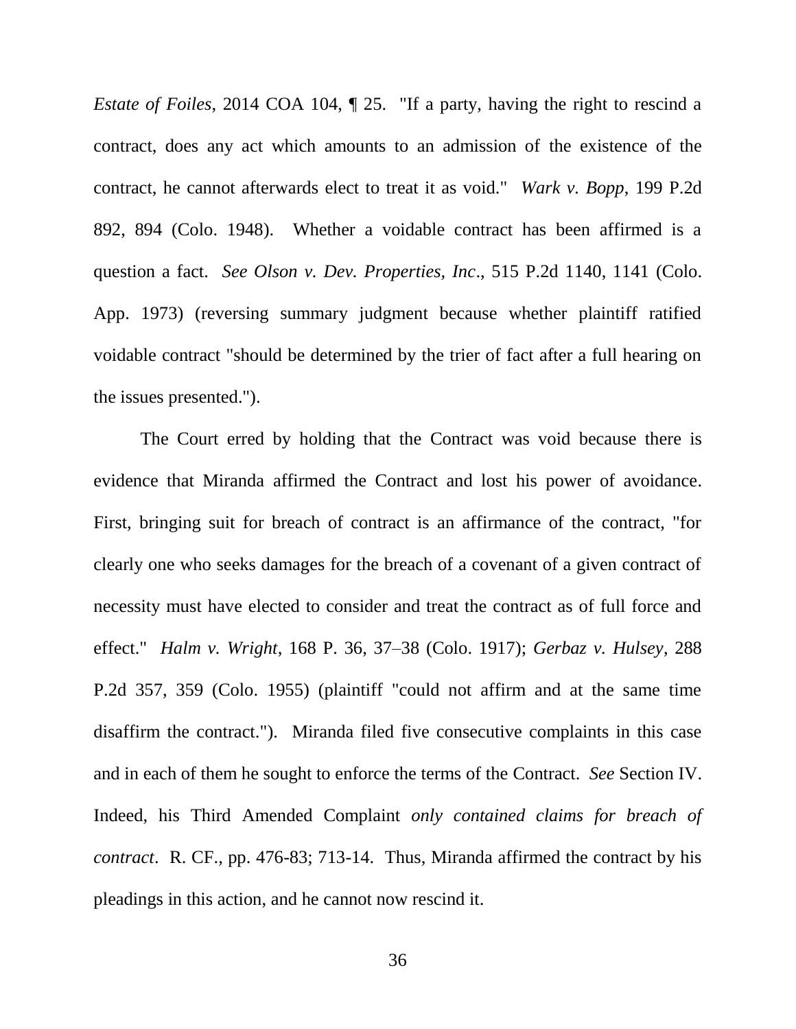*Estate of Foiles*, 2014 COA 104, ¶ 25. "If a party, having the right to rescind a contract, does any act which amounts to an admission of the existence of the contract, he cannot afterwards elect to treat it as void." *Wark v. Bopp*, 199 P.2d 892, 894 (Colo. 1948). Whether a voidable contract has been affirmed is a question a fact. *See Olson v. Dev. Properties, Inc*., 515 P.2d 1140, 1141 (Colo. App. 1973) (reversing summary judgment because whether plaintiff ratified voidable contract "should be determined by the trier of fact after a full hearing on the issues presented.").

The Court erred by holding that the Contract was void because there is evidence that Miranda affirmed the Contract and lost his power of avoidance. First, bringing suit for breach of contract is an affirmance of the contract, "for clearly one who seeks damages for the breach of a covenant of a given contract of necessity must have elected to consider and treat the contract as of full force and effect." *Halm v. Wright*, 168 P. 36, 37–38 (Colo. 1917); *Gerbaz v. Hulsey*, 288 P.2d 357, 359 (Colo. 1955) (plaintiff "could not affirm and at the same time disaffirm the contract."). Miranda filed five consecutive complaints in this case and in each of them he sought to enforce the terms of the Contract. *See* Section IV. Indeed, his Third Amended Complaint *only contained claims for breach of contract*. R. CF., pp. 476-83; 713-14. Thus, Miranda affirmed the contract by his pleadings in this action, and he cannot now rescind it.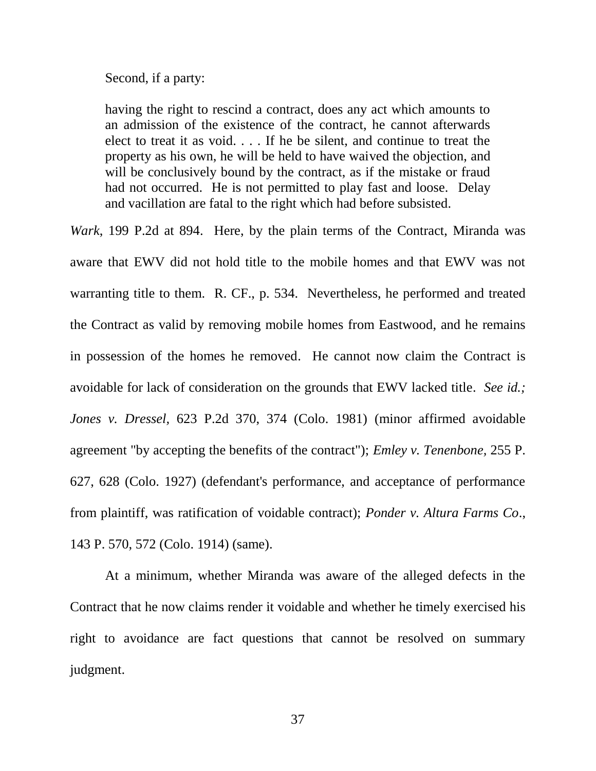Second, if a party:

> having the right to rescind a contract, does any act which amounts to an admission of the existence of the contract, he cannot afterwards elect to treat it as void. . . . If he be silent, and continue to treat the property as his own, he will be held to have waived the objection, and will be conclusively bound by the contract, as if the mistake or fraud had not occurred. He is not permitted to play fast and loose. Delay and vacillation are fatal to the right which had before subsisted.

*Wark*, 199 P.2d at 894. Here, by the plain terms of the Contract, Miranda was aware that EWV did not hold title to the mobile homes and that EWV was not warranting title to them. R. CF., p. 534. Nevertheless, he performed and treated the Contract as valid by removing mobile homes from Eastwood, and he remains in possession of the homes he removed. He cannot now claim the Contract is avoidable for lack of consideration on the grounds that EWV lacked title. *See id.; Jones v. Dressel,* 623 P.2d 370, 374 (Colo. 1981) (minor affirmed avoidable agreement "by accepting the benefits of the contract"); *Emley v. Tenenbone,* 255 P. 627, 628 (Colo. 1927) (defendant's performance, and acceptance of performance from plaintiff, was ratification of voidable contract); *Ponder v. Altura Farms Co*., 143 P. 570, 572 (Colo. 1914) (same).

At a minimum, whether Miranda was aware of the alleged defects in the Contract that he now claims render it voidable and whether he timely exercised his right to avoidance are fact questions that cannot be resolved on summary judgment.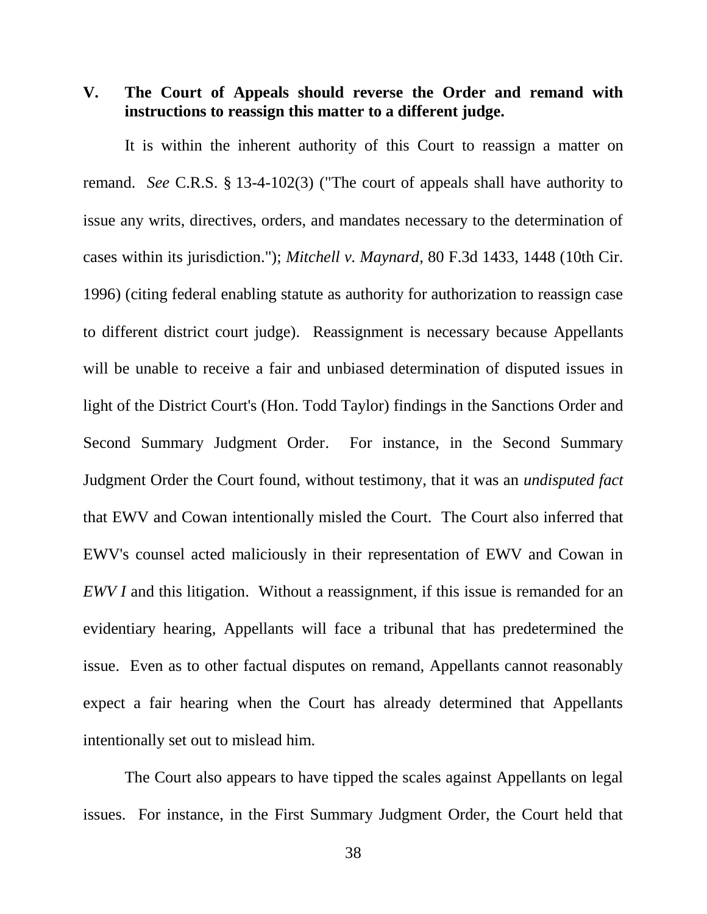## V. The Court of Appeals should reverse the Order and remand with instructions to reassign this matter to a different judge.

It is within the inherent authority of this Court to reassign a matter on remand. *See* C.R.S. § 13-4-102(3) ("The court of appeals shall have authority to issue any writs, directives, orders, and mandates necessary to the determination of cases within its jurisdiction."); *Mitchell v. Maynard*, 80 F.3d 1433, 1448 (10th Cir. 1996) (citing federal enabling statute as authority for authorization to reassign case to different district court judge). Reassignment is necessary because Appellants will be unable to receive a fair and unbiased determination of disputed issues in light of the District Court's (Hon. Todd Taylor) findings in the Sanctions Order and Second Summary Judgment Order. For instance, in the Second Summary Judgment Order the Court found, without testimony, that it was an *undisputed fact* that EWV and Cowan intentionally misled the Court. The Court also inferred that EWV's counsel acted maliciously in their representation of EWV and Cowan in *EWV I* and this litigation. Without a reassignment, if this issue is remanded for an evidentiary hearing, Appellants will face a tribunal that has predetermined the issue. Even as to other factual disputes on remand, Appellants cannot reasonably expect a fair hearing when the Court has already determined that Appellants intentionally set out to mislead him.

The Court also appears to have tipped the scales against Appellants on legal issues. For instance, in the First Summary Judgment Order, the Court held that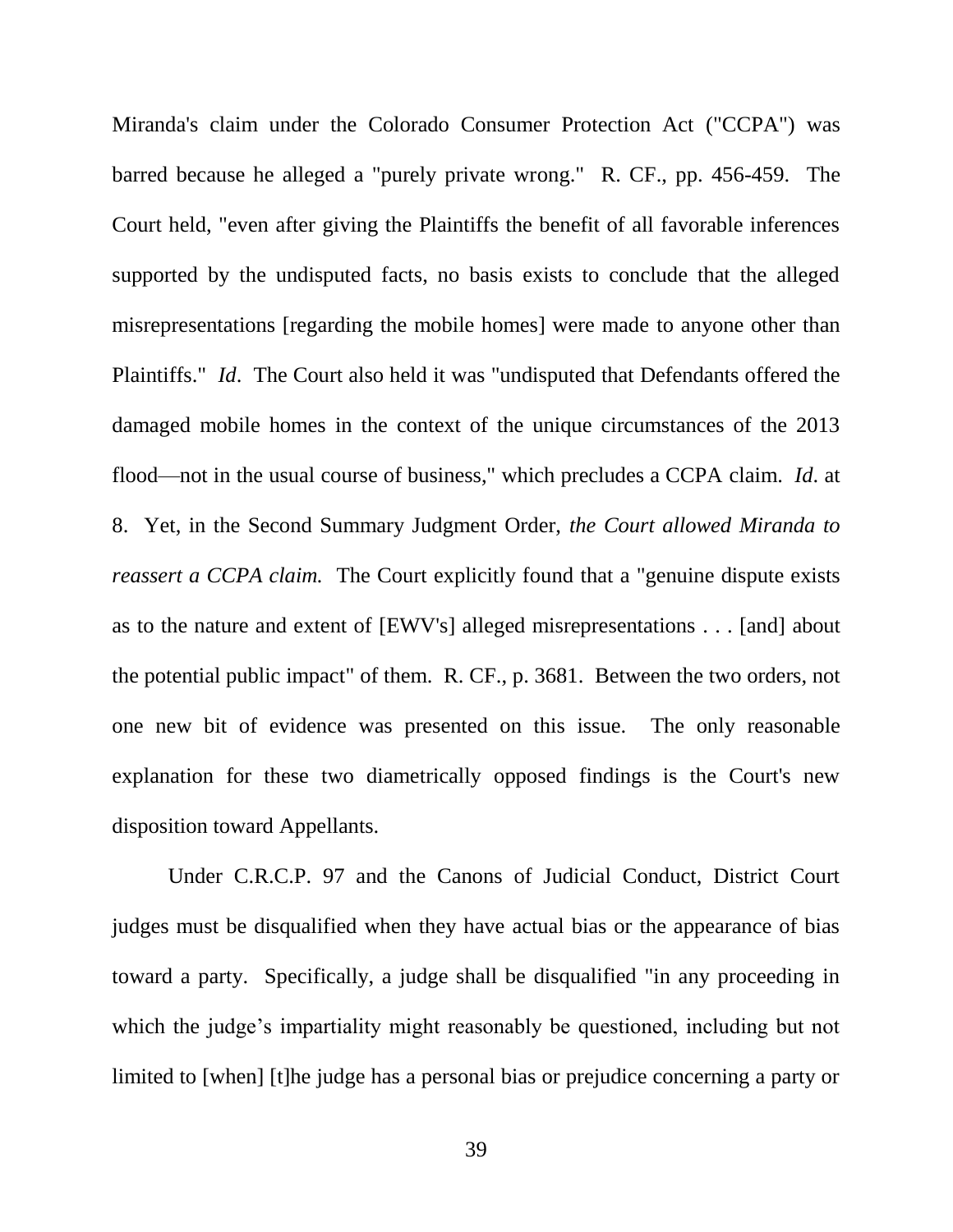Miranda's claim under the Colorado Consumer Protection Act ("CCPA") was barred because he alleged a "purely private wrong." R. CF., pp. 456-459. The Court held, "even after giving the Plaintiffs the benefit of all favorable inferences supported by the undisputed facts, no basis exists to conclude that the alleged misrepresentations [regarding the mobile homes] were made to anyone other than Plaintiffs." *Id*. The Court also held it was "undisputed that Defendants offered the damaged mobile homes in the context of the unique circumstances of the 2013 flood—not in the usual course of business," which precludes a CCPA claim. *Id*. at 8. Yet, in the Second Summary Judgment Order, *the Court allowed Miranda to reassert a CCPA claim.* The Court explicitly found that a "genuine dispute exists as to the nature and extent of [EWV's] alleged misrepresentations . . . [and] about the potential public impact" of them. R. CF., p. 3681. Between the two orders, not one new bit of evidence was presented on this issue. The only reasonable explanation for these two diametrically opposed findings is the Court's new disposition toward Appellants.

Under C.R.C.P. 97 and the Canons of Judicial Conduct, District Court judges must be disqualified when they have actual bias or the appearance of bias toward a party. Specifically, a judge shall be disqualified "in any proceeding in which the judge's impartiality might reasonably be questioned, including but not limited to [when] [t]he judge has a personal bias or prejudice concerning a party or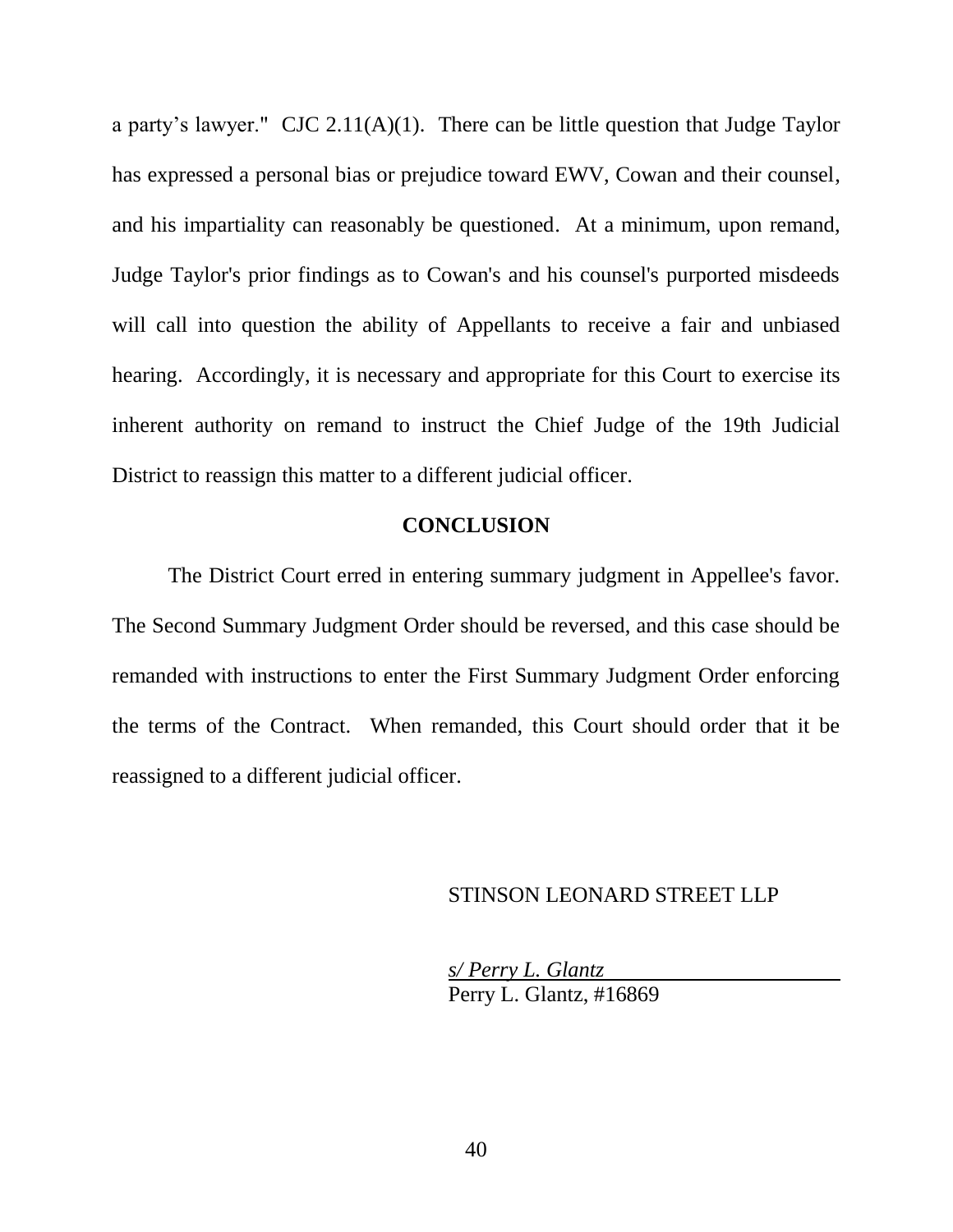a party's lawyer." CJC 2.11(A)(1). There can be little question that Judge Taylor has expressed a personal bias or prejudice toward EWV, Cowan and their counsel, and his impartiality can reasonably be questioned. At a minimum, upon remand, Judge Taylor's prior findings as to Cowan's and his counsel's purported misdeeds will call into question the ability of Appellants to receive a fair and unbiased hearing. Accordingly, it is necessary and appropriate for this Court to exercise its inherent authority on remand to instruct the Chief Judge of the 19th Judicial District to reassign this matter to a different judicial officer.

## CONCLUSION

The District Court erred in entering summary judgment in Appellee's favor. The Second Summary Judgment Order should be reversed, and this case should be remanded with instructions to enter the First Summary Judgment Order enforcing the terms of the Contract. When remanded, this Court should order that it be reassigned to a different judicial officer.

STINSON LEONARD STREET LLP

*s/ Perry L. Glantz*
Perry L. Glantz, #16869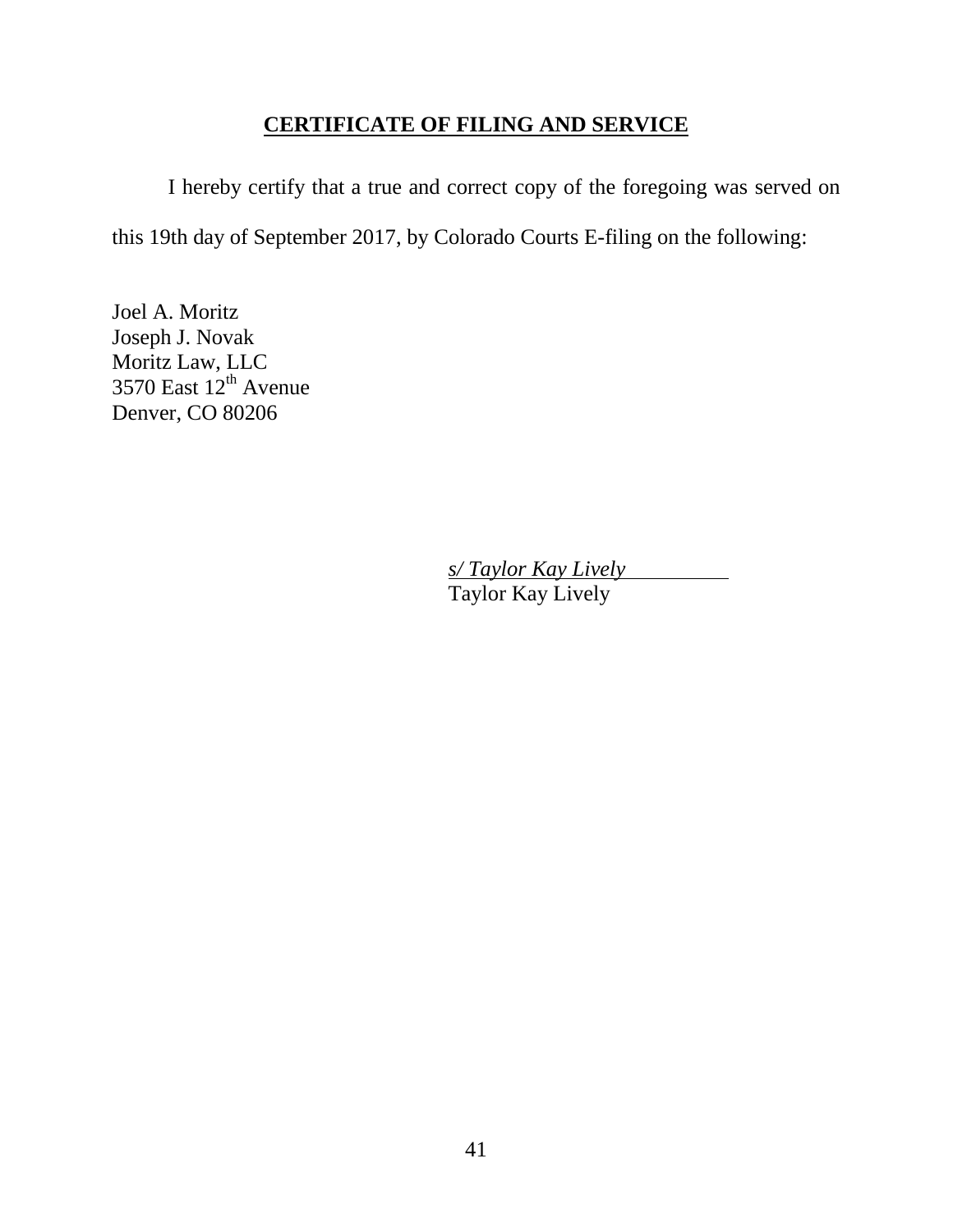## **CERTIFICATE OF FILING AND SERVICE**

I hereby certify that a true and correct copy of the foregoing was served on this 19th day of September 2017, by Colorado Courts E-filing on the following:

Joel A. Moritz
Joseph J. Novak
Moritz Law, LLC
3570 East 12th Avenue
Denver, CO 80206

*s/ Taylor Kay Lively*
Taylor Kay Lively